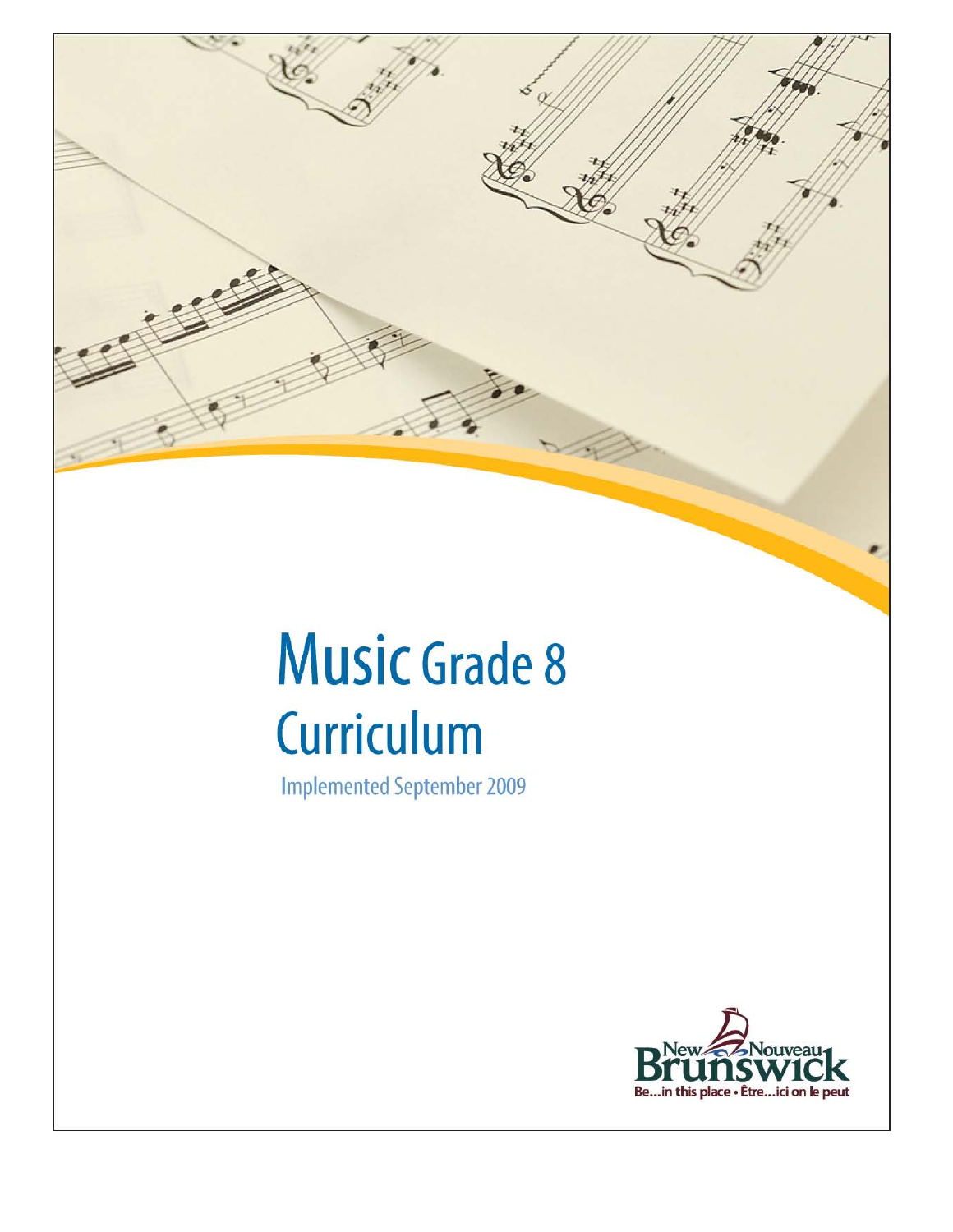# Music Grade 8 Curriculum

Implemented September 2009

New Brunswick / Nouveau Brunswick

Be...in this place • Être...ici on le peut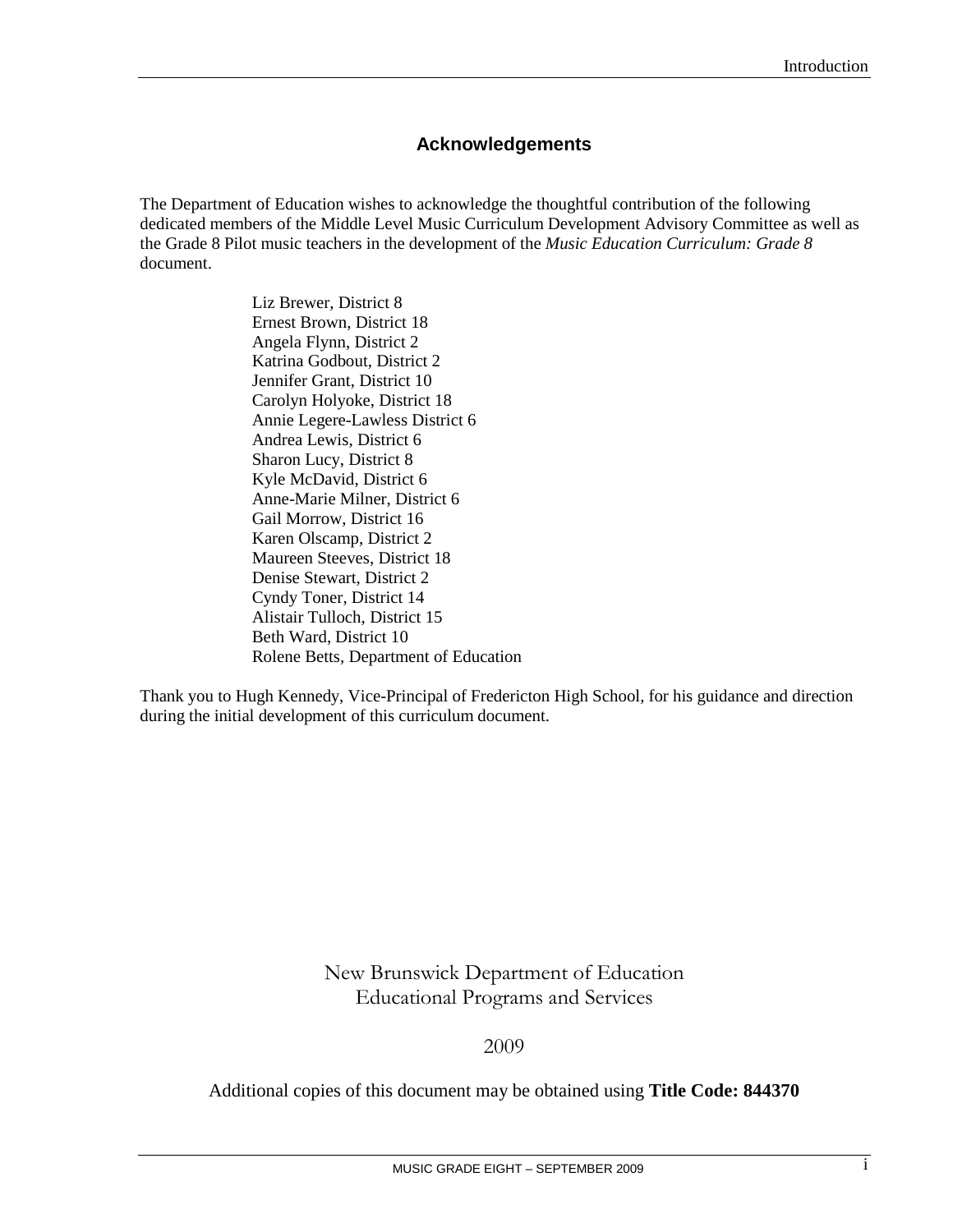## Acknowledgements

The Department of Education wishes to acknowledge the thoughtful contribution of the following dedicated members of the Middle Level Music Curriculum Development Advisory Committee as well as the Grade 8 Pilot music teachers in the development of the *Music Education Curriculum: Grade 8* document.

Liz Brewer, District 8
Ernest Brown, District 18
Angela Flynn, District 2
Katrina Godbout, District 2
Jennifer Grant, District 10
Carolyn Holyoke, District 18
Annie Legere-Lawless District 6
Andrea Lewis, District 6
Sharon Lucy, District 8
Kyle McDavid, District 6
Anne-Marie Milner, District 6
Gail Morrow, District 16
Karen Olscamp, District 2
Maureen Steeves, District 18
Denise Stewart, District 2
Cyndy Toner, District 14
Alistair Tulloch, District 15
Beth Ward, District 10
Rolene Betts, Department of Education

Thank you to Hugh Kennedy, Vice-Principal of Fredericton High School, for his guidance and direction during the initial development of this curriculum document.

New Brunswick Department of Education
Educational Programs and Services

2009

Additional copies of this document may be obtained using **Title Code: 844370**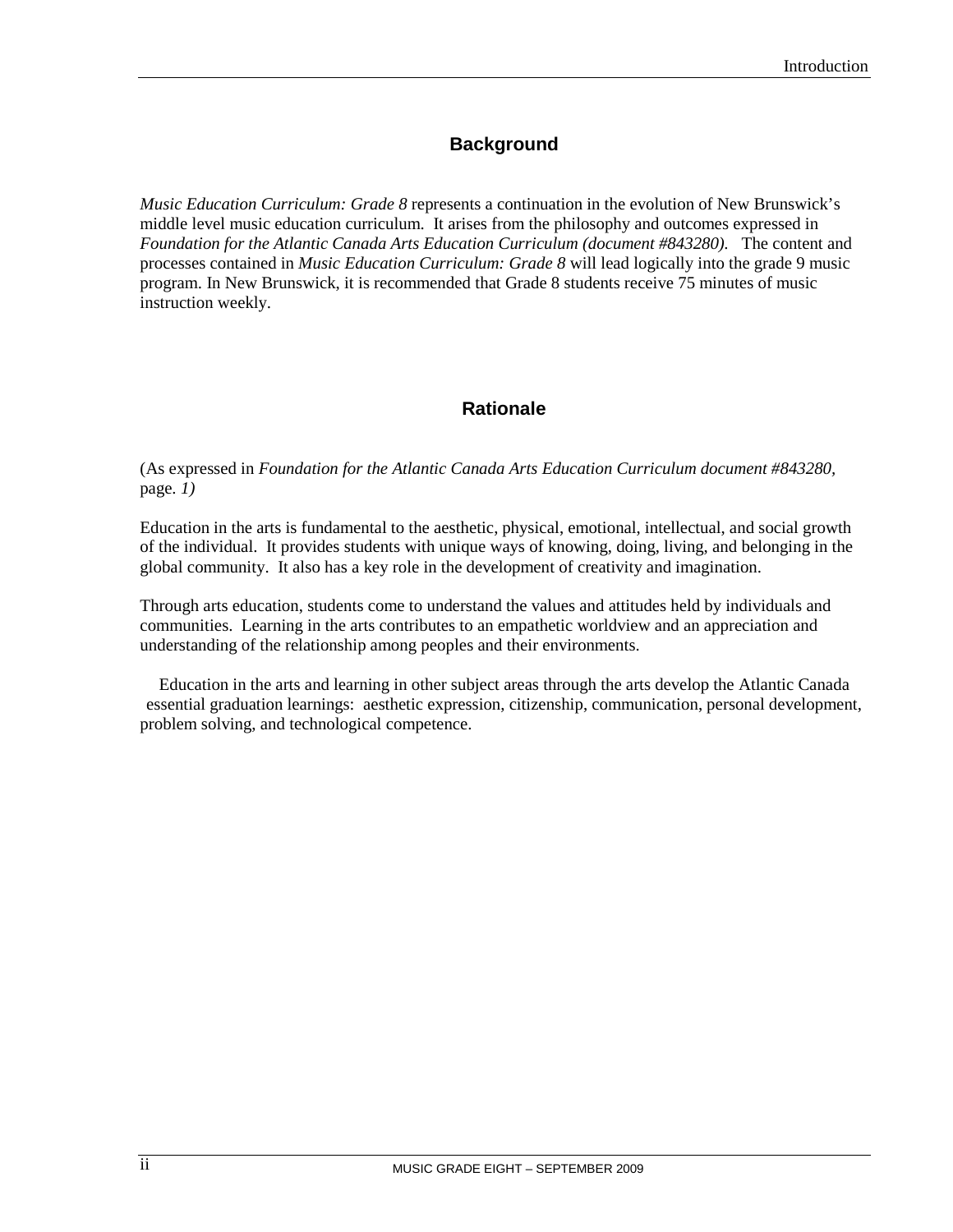## Background

*Music Education Curriculum: Grade 8* represents a continuation in the evolution of New Brunswick's middle level music education curriculum. It arises from the philosophy and outcomes expressed in *Foundation for the Atlantic Canada Arts Education Curriculum (document #843280).* The content and processes contained in *Music Education Curriculum: Grade 8* will lead logically into the grade 9 music program. In New Brunswick, it is recommended that Grade 8 students receive 75 minutes of music instruction weekly.

## Rationale

(As expressed in *Foundation for the Atlantic Canada Arts Education Curriculum document #843280,* page. *1)*

Education in the arts is fundamental to the aesthetic, physical, emotional, intellectual, and social growth of the individual. It provides students with unique ways of knowing, doing, living, and belonging in the global community. It also has a key role in the development of creativity and imagination.

Through arts education, students come to understand the values and attitudes held by individuals and communities. Learning in the arts contributes to an empathetic worldview and an appreciation and understanding of the relationship among peoples and their environments.

Education in the arts and learning in other subject areas through the arts develop the Atlantic Canada essential graduation learnings: aesthetic expression, citizenship, communication, personal development, problem solving, and technological competence.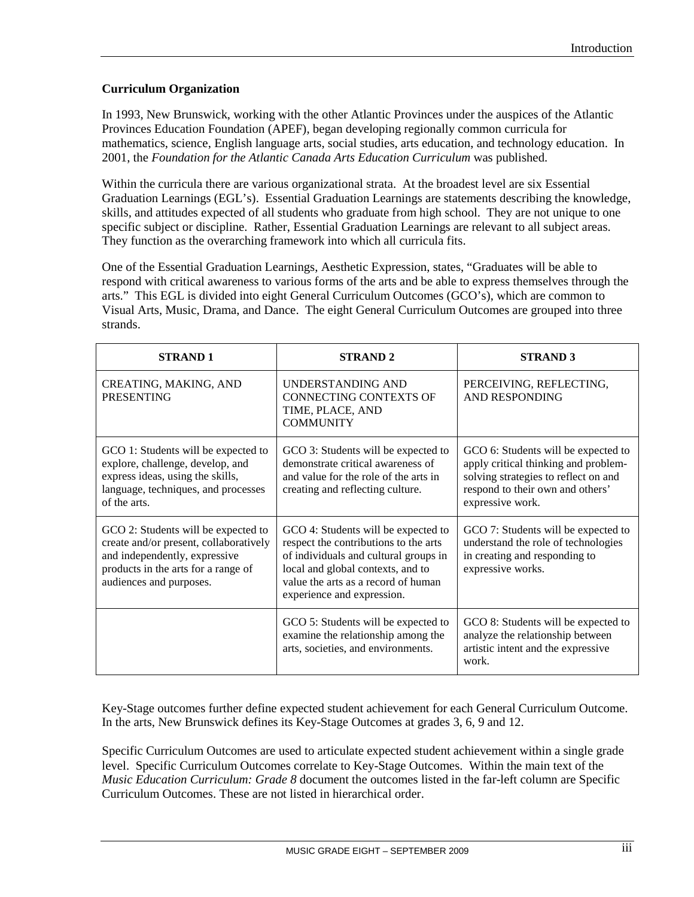**Curriculum Organization**

In 1993, New Brunswick, working with the other Atlantic Provinces under the auspices of the Atlantic Provinces Education Foundation (APEF), began developing regionally common curricula for mathematics, science, English language arts, social studies, arts education, and technology education. In 2001, the *Foundation for the Atlantic Canada Arts Education Curriculum* was published.

Within the curricula there are various organizational strata. At the broadest level are six Essential Graduation Learnings (EGL's). Essential Graduation Learnings are statements describing the knowledge, skills, and attitudes expected of all students who graduate from high school. They are not unique to one specific subject or discipline. Rather, Essential Graduation Learnings are relevant to all subject areas. They function as the overarching framework into which all curricula fits.

One of the Essential Graduation Learnings, Aesthetic Expression, states, "Graduates will be able to respond with critical awareness to various forms of the arts and be able to express themselves through the arts." This EGL is divided into eight General Curriculum Outcomes (GCO's), which are common to Visual Arts, Music, Drama, and Dance. The eight General Curriculum Outcomes are grouped into three strands.

| **STRAND 1** | **STRAND 2** | **STRAND 3** |
|---|---|---|
| CREATING, MAKING, AND PRESENTING | UNDERSTANDING AND CONNECTING CONTEXTS OF TIME, PLACE, AND COMMUNITY | PERCEIVING, REFLECTING, AND RESPONDING |
| GCO 1: Students will be expected to explore, challenge, develop, and express ideas, using the skills, language, techniques, and processes of the arts. | GCO 3: Students will be expected to demonstrate critical awareness of and value for the role of the arts in creating and reflecting culture. | GCO 6: Students will be expected to apply critical thinking and problem-solving strategies to reflect on and respond to their own and others' expressive work. |
| GCO 2: Students will be expected to create and/or present, collaboratively and independently, expressive products in the arts for a range of audiences and purposes. | GCO 4: Students will be expected to respect the contributions to the arts of individuals and cultural groups in local and global contexts, and to value the arts as a record of human experience and expression. | GCO 7: Students will be expected to understand the role of technologies in creating and responding to expressive works. |
| | GCO 5: Students will be expected to examine the relationship among the arts, societies, and environments. | GCO 8: Students will be expected to analyze the relationship between artistic intent and the expressive work. |

Key-Stage outcomes further define expected student achievement for each General Curriculum Outcome. In the arts, New Brunswick defines its Key-Stage Outcomes at grades 3, 6, 9 and 12.

Specific Curriculum Outcomes are used to articulate expected student achievement within a single grade level. Specific Curriculum Outcomes correlate to Key-Stage Outcomes. Within the main text of the *Music Education Curriculum: Grade 8* document the outcomes listed in the far-left column are Specific Curriculum Outcomes. These are not listed in hierarchical order.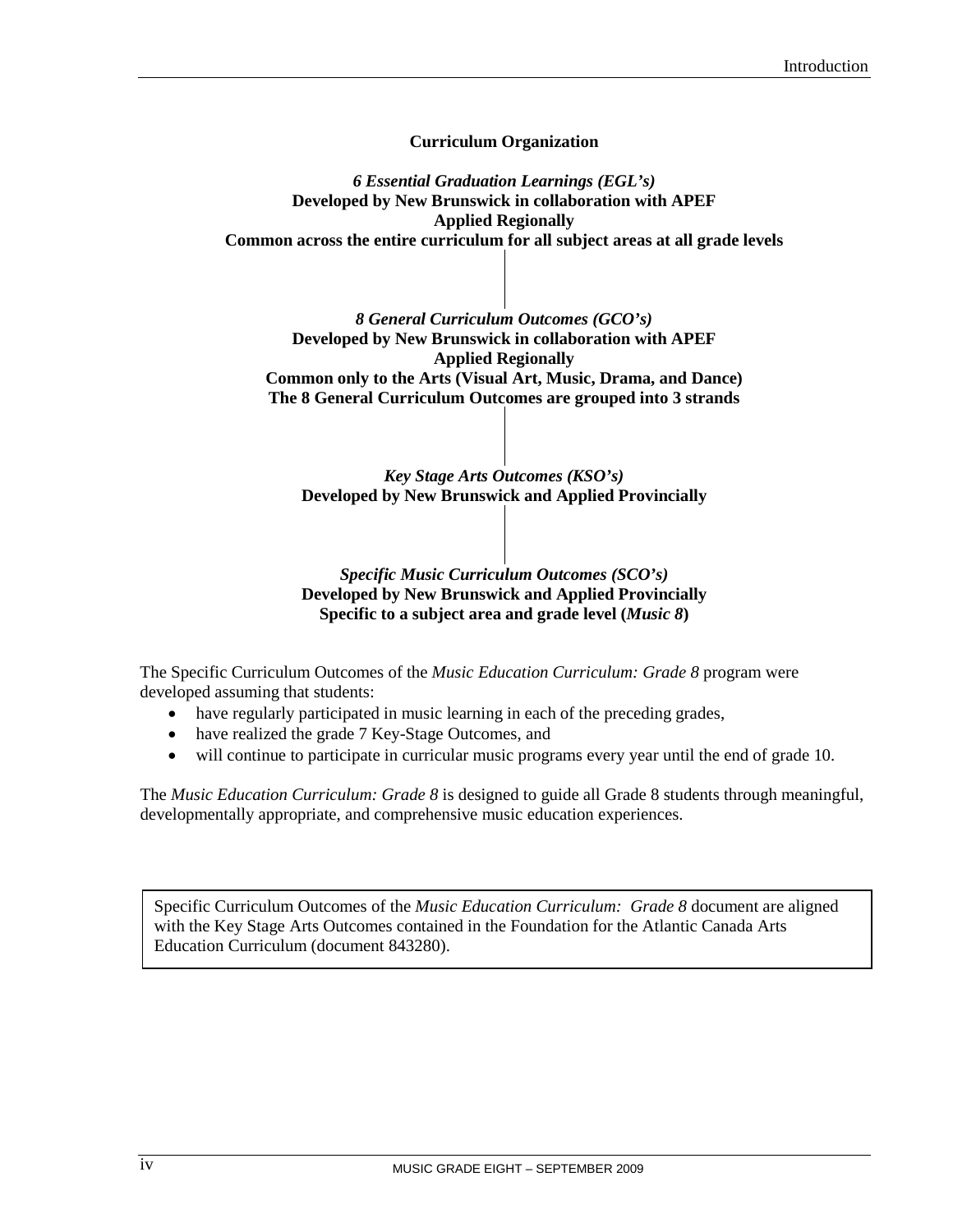**Curriculum Organization**

***6 Essential Graduation Learnings (EGL's)***
**Developed by New Brunswick in collaboration with APEF**
**Applied Regionally**
**Common across the entire curriculum for all subject areas at all grade levels**

***8 General Curriculum Outcomes (GCO's)***
**Developed by New Brunswick in collaboration with APEF**
**Applied Regionally**
**Common only to the Arts (Visual Art, Music, Drama, and Dance)**
**The 8 General Curriculum Outcomes are grouped into 3 strands**

***Key Stage Arts Outcomes (KSO's)***
**Developed by New Brunswick and Applied Provincially**

***Specific Music Curriculum Outcomes (SCO's)***
**Developed by New Brunswick and Applied Provincially**
**Specific to a subject area and grade level (*Music 8*)**

The Specific Curriculum Outcomes of the *Music Education Curriculum: Grade 8* program were developed assuming that students:

- have regularly participated in music learning in each of the preceding grades,
- have realized the grade 7 Key-Stage Outcomes, and
- will continue to participate in curricular music programs every year until the end of grade 10.

The *Music Education Curriculum: Grade 8* is designed to guide all Grade 8 students through meaningful, developmentally appropriate, and comprehensive music education experiences.

Specific Curriculum Outcomes of the *Music Education Curriculum: Grade 8* document are aligned with the Key Stage Arts Outcomes contained in the Foundation for the Atlantic Canada Arts Education Curriculum (document 843280).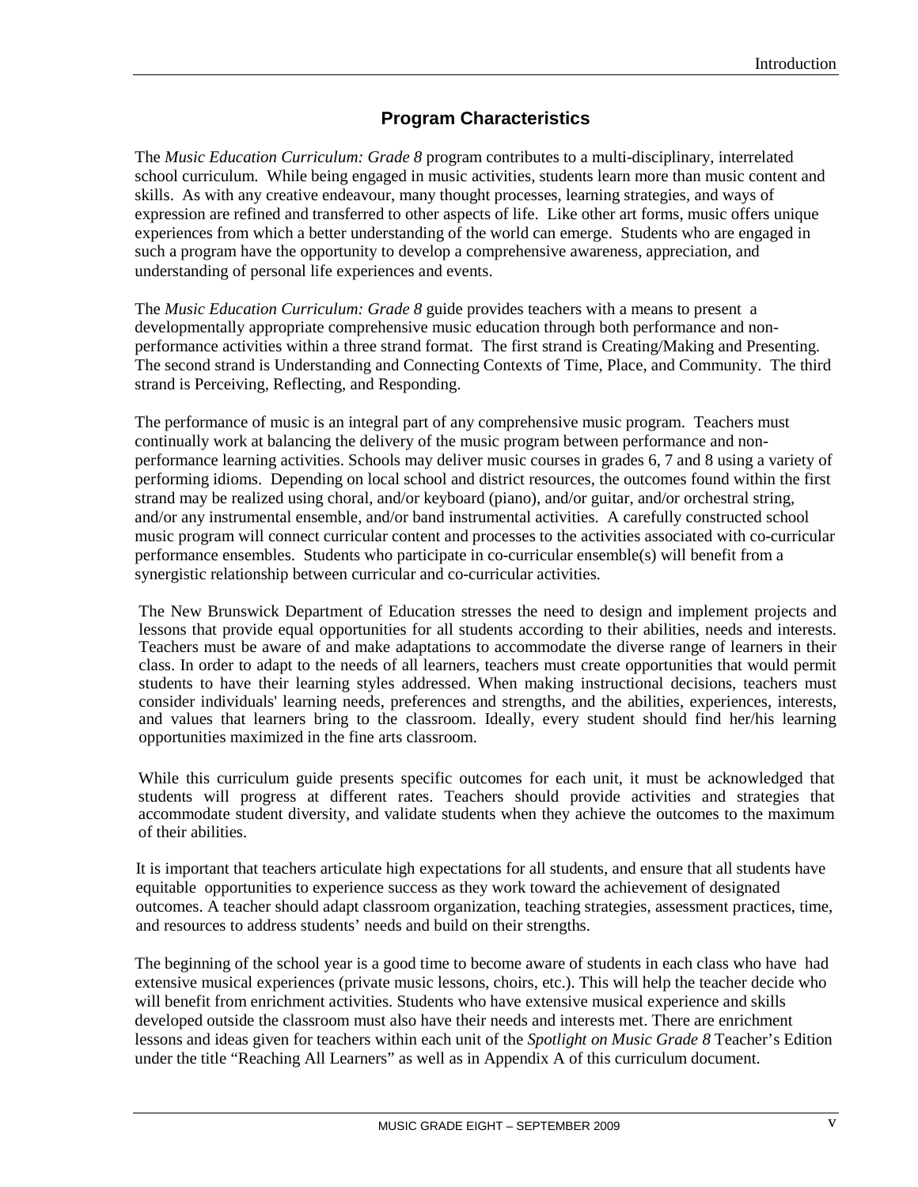## Program Characteristics

The *Music Education Curriculum: Grade 8* program contributes to a multi-disciplinary, interrelated school curriculum. While being engaged in music activities, students learn more than music content and skills. As with any creative endeavour, many thought processes, learning strategies, and ways of expression are refined and transferred to other aspects of life. Like other art forms, music offers unique experiences from which a better understanding of the world can emerge. Students who are engaged in such a program have the opportunity to develop a comprehensive awareness, appreciation, and understanding of personal life experiences and events.

The *Music Education Curriculum: Grade 8* guide provides teachers with a means to present a developmentally appropriate comprehensive music education through both performance and non-performance activities within a three strand format. The first strand is Creating/Making and Presenting. The second strand is Understanding and Connecting Contexts of Time, Place, and Community. The third strand is Perceiving, Reflecting, and Responding.

The performance of music is an integral part of any comprehensive music program. Teachers must continually work at balancing the delivery of the music program between performance and non-performance learning activities. Schools may deliver music courses in grades 6, 7 and 8 using a variety of performing idioms. Depending on local school and district resources, the outcomes found within the first strand may be realized using choral, and/or keyboard (piano), and/or guitar, and/or orchestral string, and/or any instrumental ensemble, and/or band instrumental activities. A carefully constructed school music program will connect curricular content and processes to the activities associated with co-curricular performance ensembles. Students who participate in co-curricular ensemble(s) will benefit from a synergistic relationship between curricular and co-curricular activities.

The New Brunswick Department of Education stresses the need to design and implement projects and lessons that provide equal opportunities for all students according to their abilities, needs and interests. Teachers must be aware of and make adaptations to accommodate the diverse range of learners in their class. In order to adapt to the needs of all learners, teachers must create opportunities that would permit students to have their learning styles addressed. When making instructional decisions, teachers must consider individuals' learning needs, preferences and strengths, and the abilities, experiences, interests, and values that learners bring to the classroom. Ideally, every student should find her/his learning opportunities maximized in the fine arts classroom.

While this curriculum guide presents specific outcomes for each unit, it must be acknowledged that students will progress at different rates. Teachers should provide activities and strategies that accommodate student diversity, and validate students when they achieve the outcomes to the maximum of their abilities.

It is important that teachers articulate high expectations for all students, and ensure that all students have equitable opportunities to experience success as they work toward the achievement of designated outcomes. A teacher should adapt classroom organization, teaching strategies, assessment practices, time, and resources to address students' needs and build on their strengths.

The beginning of the school year is a good time to become aware of students in each class who have had extensive musical experiences (private music lessons, choirs, etc.). This will help the teacher decide who will benefit from enrichment activities. Students who have extensive musical experience and skills developed outside the classroom must also have their needs and interests met. There are enrichment lessons and ideas given for teachers within each unit of the *Spotlight on Music Grade 8* Teacher's Edition under the title "Reaching All Learners" as well as in Appendix A of this curriculum document.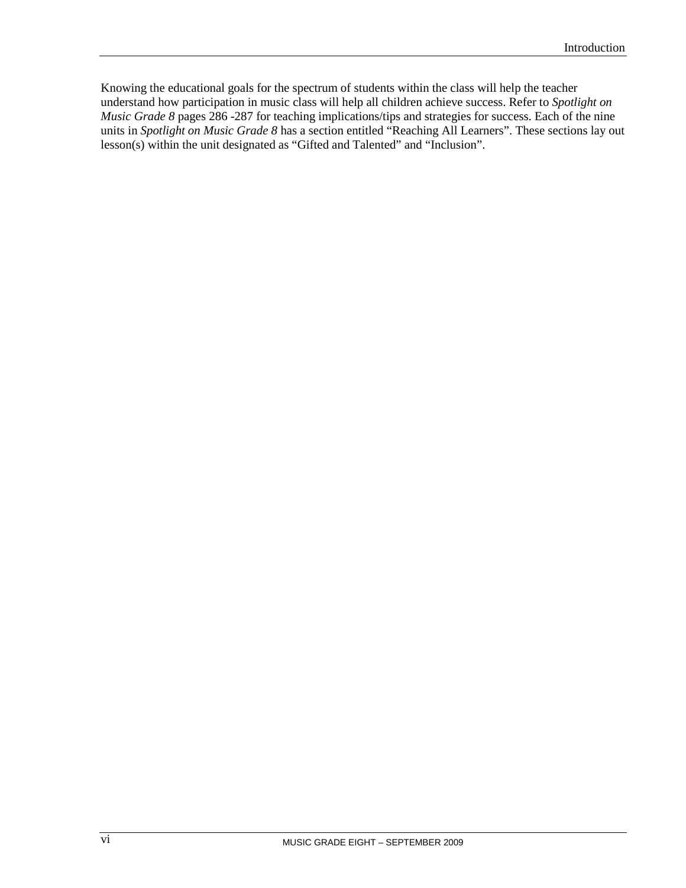Knowing the educational goals for the spectrum of students within the class will help the teacher understand how participation in music class will help all children achieve success. Refer to *Spotlight on Music Grade 8* pages 286 -287 for teaching implications/tips and strategies for success. Each of the nine units in *Spotlight on Music Grade 8* has a section entitled "Reaching All Learners". These sections lay out lesson(s) within the unit designated as "Gifted and Talented" and "Inclusion".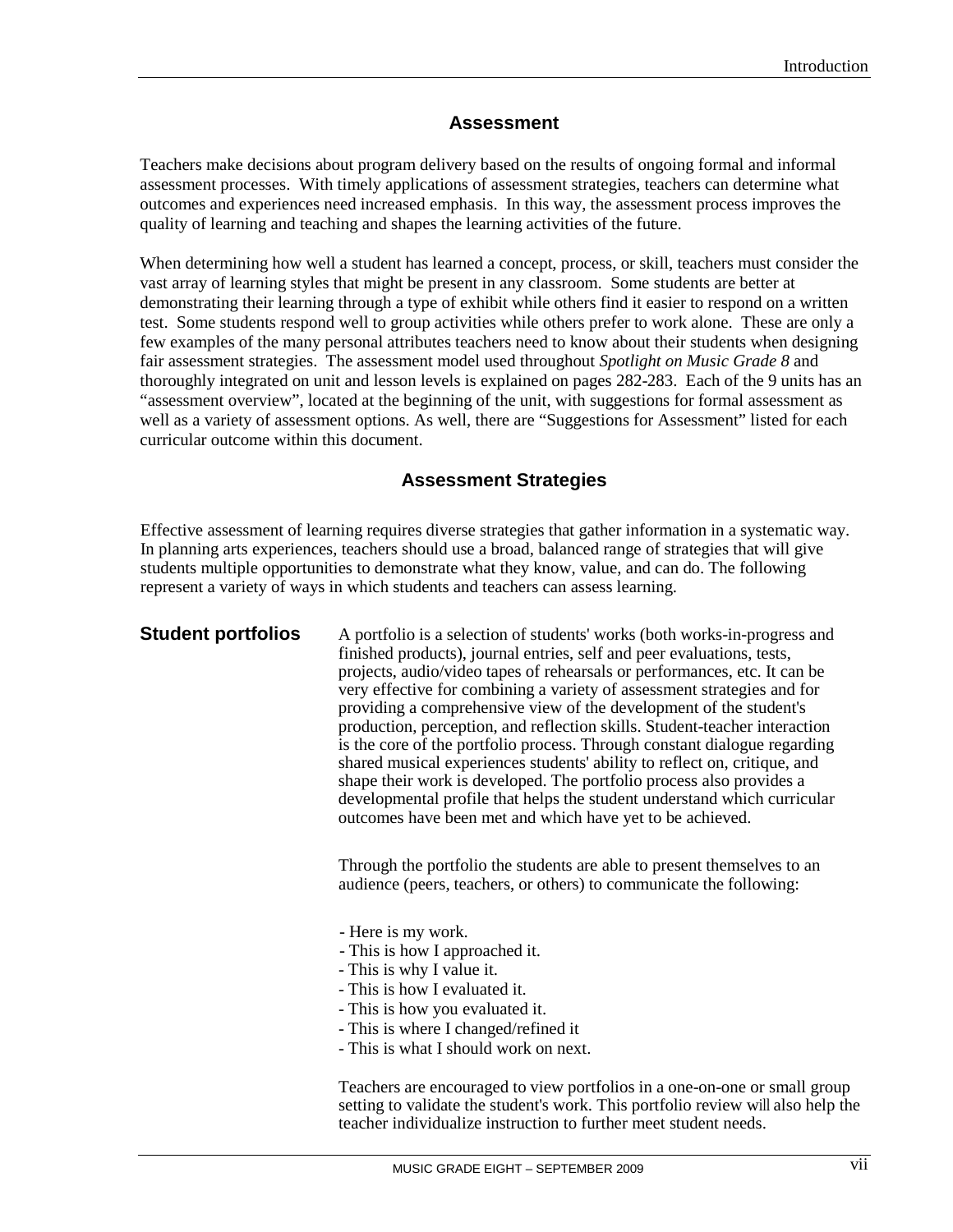## Assessment

Teachers make decisions about program delivery based on the results of ongoing formal and informal assessment processes. With timely applications of assessment strategies, teachers can determine what outcomes and experiences need increased emphasis. In this way, the assessment process improves the quality of learning and teaching and shapes the learning activities of the future.

When determining how well a student has learned a concept, process, or skill, teachers must consider the vast array of learning styles that might be present in any classroom. Some students are better at demonstrating their learning through a type of exhibit while others find it easier to respond on a written test. Some students respond well to group activities while others prefer to work alone. These are only a few examples of the many personal attributes teachers need to know about their students when designing fair assessment strategies. The assessment model used throughout *Spotlight on Music Grade 8* and thoroughly integrated on unit and lesson levels is explained on pages 282-283. Each of the 9 units has an "assessment overview", located at the beginning of the unit, with suggestions for formal assessment as well as a variety of assessment options. As well, there are "Suggestions for Assessment" listed for each curricular outcome within this document.

## Assessment Strategies

Effective assessment of learning requires diverse strategies that gather information in a systematic way. In planning arts experiences, teachers should use a broad, balanced range of strategies that will give students multiple opportunities to demonstrate what they know, value, and can do. The following represent a variety of ways in which students and teachers can assess learning.

### Student portfolios

A portfolio is a selection of students' works (both works-in-progress and finished products), journal entries, self and peer evaluations, tests, projects, audio/video tapes of rehearsals or performances, etc. It can be very effective for combining a variety of assessment strategies and for providing a comprehensive view of the development of the student's production, perception, and reflection skills. Student-teacher interaction is the core of the portfolio process. Through constant dialogue regarding shared musical experiences students' ability to reflect on, critique, and shape their work is developed. The portfolio process also provides a developmental profile that helps the student understand which curricular outcomes have been met and which have yet to be achieved.

Through the portfolio the students are able to present themselves to an audience (peers, teachers, or others) to communicate the following:

- Here is my work.
- This is how I approached it.
- This is why I value it.
- This is how I evaluated it.
- This is how you evaluated it.
- This is where I changed/refined it
- This is what I should work on next.

Teachers are encouraged to view portfolios in a one-on-one or small group setting to validate the student's work. This portfolio review will also help the teacher individualize instruction to further meet student needs.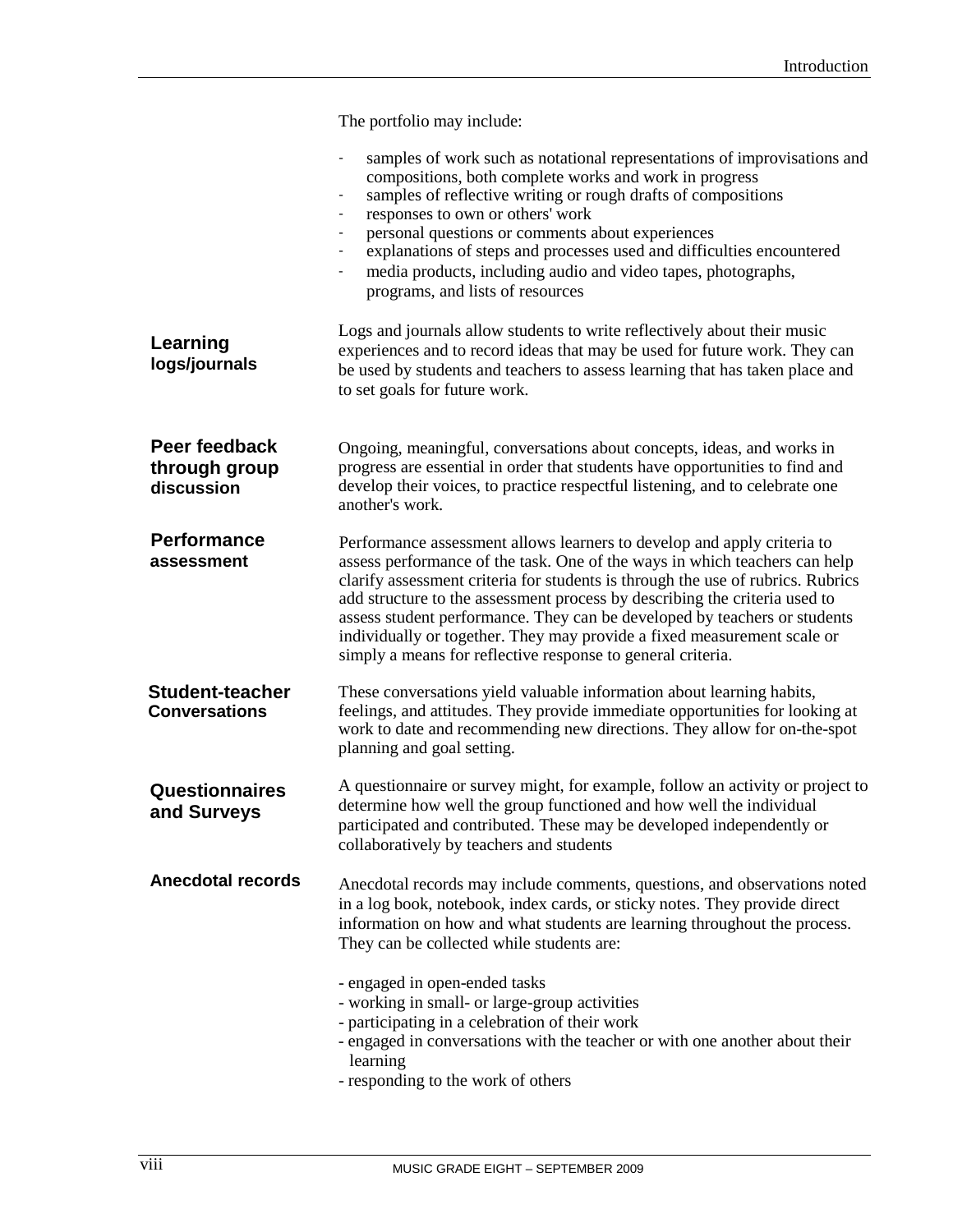The portfolio may include:

- samples of work such as notational representations of improvisations and compositions, both complete works and work in progress
- samples of reflective writing or rough drafts of compositions
- responses to own or others' work
- personal questions or comments about experiences
- explanations of steps and processes used and difficulties encountered
- media products, including audio and video tapes, photographs, programs, and lists of resources

**Learning logs/journals**

Logs and journals allow students to write reflectively about their music experiences and to record ideas that may be used for future work. They can be used by students and teachers to assess learning that has taken place and to set goals for future work.

**Peer feedback through group discussion**

Ongoing, meaningful, conversations about concepts, ideas, and works in progress are essential in order that students have opportunities to find and develop their voices, to practice respectful listening, and to celebrate one another's work.

**Performance assessment**

Performance assessment allows learners to develop and apply criteria to assess performance of the task. One of the ways in which teachers can help clarify assessment criteria for students is through the use of rubrics. Rubrics add structure to the assessment process by describing the criteria used to assess student performance. They can be developed by teachers or students individually or together. They may provide a fixed measurement scale or simply a means for reflective response to general criteria.

**Student-teacher Conversations**

These conversations yield valuable information about learning habits, feelings, and attitudes. They provide immediate opportunities for looking at work to date and recommending new directions. They allow for on-the-spot planning and goal setting.

**Questionnaires and Surveys**

A questionnaire or survey might, for example, follow an activity or project to determine how well the group functioned and how well the individual participated and contributed. These may be developed independently or collaboratively by teachers and students

**Anecdotal records**

Anecdotal records may include comments, questions, and observations noted in a log book, notebook, index cards, or sticky notes. They provide direct information on how and what students are learning throughout the process. They can be collected while students are:

- engaged in open-ended tasks
- working in small- or large-group activities
- participating in a celebration of their work
- engaged in conversations with the teacher or with one another about their learning
- responding to the work of others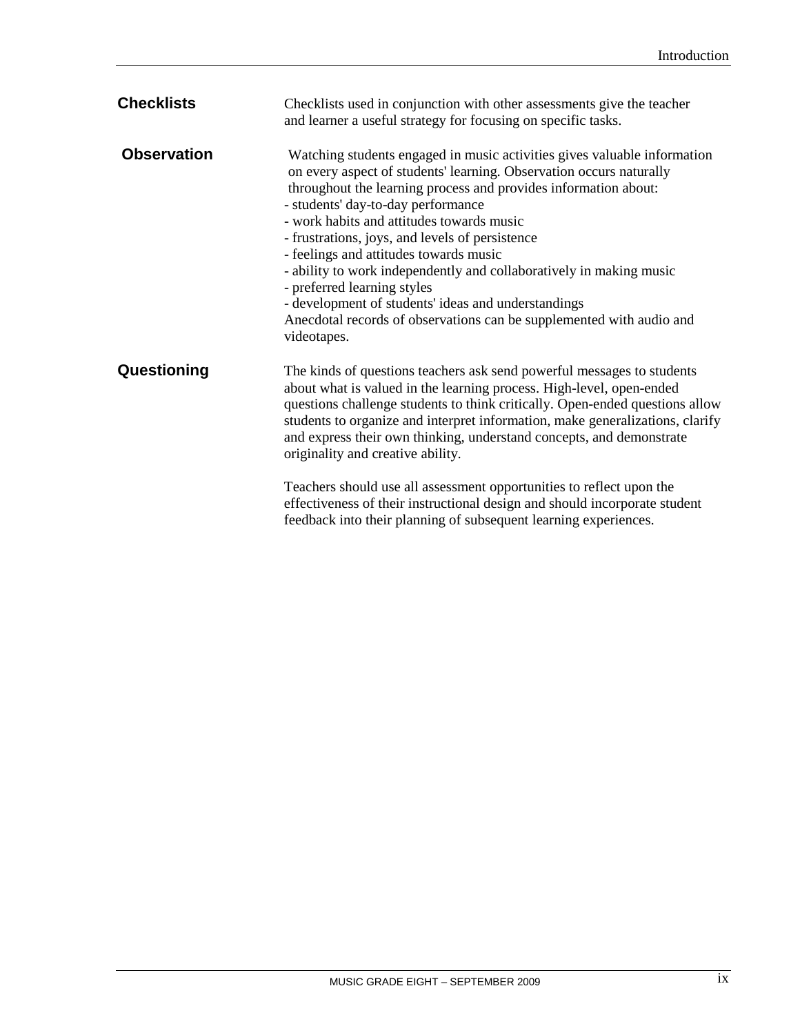**Checklists**

Checklists used in conjunction with other assessments give the teacher and learner a useful strategy for focusing on specific tasks.

**Observation**

Watching students engaged in music activities gives valuable information on every aspect of students' learning. Observation occurs naturally throughout the learning process and provides information about:

- students' day-to-day performance
- work habits and attitudes towards music
- frustrations, joys, and levels of persistence
- feelings and attitudes towards music
- ability to work independently and collaboratively in making music
- preferred learning styles
- development of students' ideas and understandings

Anecdotal records of observations can be supplemented with audio and videotapes.

**Questioning**

The kinds of questions teachers ask send powerful messages to students about what is valued in the learning process. High-level, open-ended questions challenge students to think critically. Open-ended questions allow students to organize and interpret information, make generalizations, clarify and express their own thinking, understand concepts, and demonstrate originality and creative ability.

Teachers should use all assessment opportunities to reflect upon the effectiveness of their instructional design and should incorporate student feedback into their planning of subsequent learning experiences.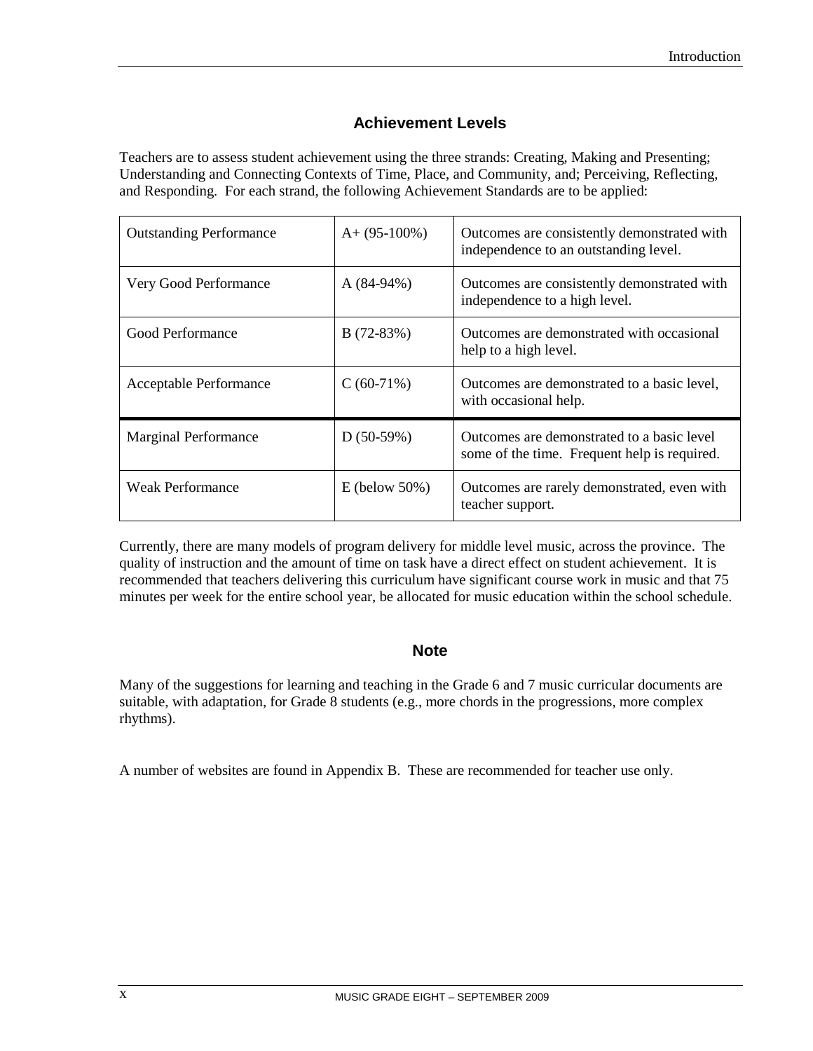## Achievement Levels

Teachers are to assess student achievement using the three strands: Creating, Making and Presenting; Understanding and Connecting Contexts of Time, Place, and Community, and; Perceiving, Reflecting, and Responding. For each strand, the following Achievement Standards are to be applied:

| | | |
|---|---|---|
| Outstanding Performance | A+ (95-100%) | Outcomes are consistently demonstrated with independence to an outstanding level. |
| Very Good Performance | A (84-94%) | Outcomes are consistently demonstrated with independence to a high level. |
| Good Performance | B (72-83%) | Outcomes are demonstrated with occasional help to a high level. |
| Acceptable Performance | C (60-71%) | Outcomes are demonstrated to a basic level, with occasional help. |
| Marginal Performance | D (50-59%) | Outcomes are demonstrated to a basic level some of the time. Frequent help is required. |
| Weak Performance | E (below 50%) | Outcomes are rarely demonstrated, even with teacher support. |

Currently, there are many models of program delivery for middle level music, across the province. The quality of instruction and the amount of time on task have a direct effect on student achievement. It is recommended that teachers delivering this curriculum have significant course work in music and that 75 minutes per week for the entire school year, be allocated for music education within the school schedule.

### Note

Many of the suggestions for learning and teaching in the Grade 6 and 7 music curricular documents are suitable, with adaptation, for Grade 8 students (e.g., more chords in the progressions, more complex rhythms).

A number of websites are found in Appendix B. These are recommended for teacher use only.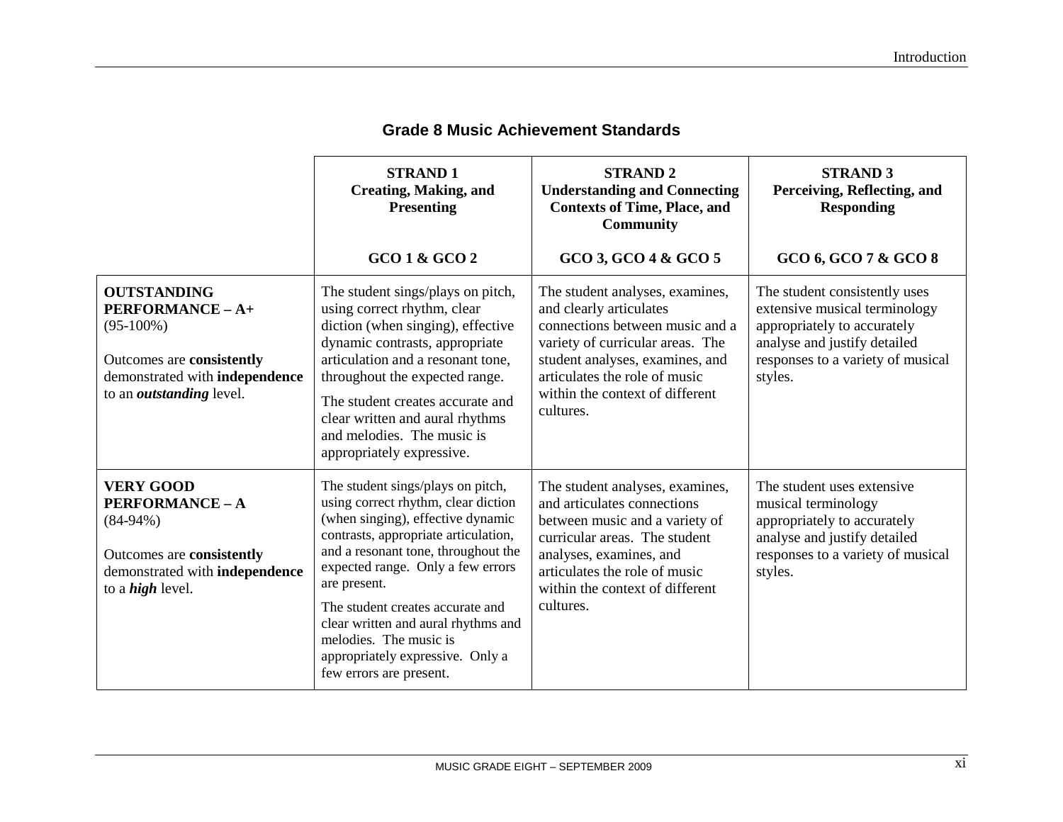## Grade 8 Music Achievement Standards

| | **STRAND 1** **Creating, Making, and Presenting** **GCO 1 & GCO 2** | **STRAND 2** **Understanding and Connecting Contexts of Time, Place, and Community** **GCO 3, GCO 4 & GCO 5** | **STRAND 3** **Perceiving, Reflecting, and Responding** **GCO 6, GCO 7 & GCO 8** |
|---|---|---|---|
| **OUTSTANDING PERFORMANCE – A+** (95-100%) Outcomes are **consistently** demonstrated with **independence** to an ***outstanding*** level. | The student sings/plays on pitch, using correct rhythm, clear diction (when singing), effective dynamic contrasts, appropriate articulation and a resonant tone, throughout the expected range. The student creates accurate and clear written and aural rhythms and melodies. The music is appropriately expressive. | The student analyses, examines, and clearly articulates connections between music and a variety of curricular areas. The student analyses, examines, and articulates the role of music within the context of different cultures. | The student consistently uses extensive musical terminology appropriately to accurately analyse and justify detailed responses to a variety of musical styles. |
| **VERY GOOD PERFORMANCE – A** (84-94%) Outcomes are **consistently** demonstrated with **independence** to a ***high*** level. | The student sings/plays on pitch, using correct rhythm, clear diction (when singing), effective dynamic contrasts, appropriate articulation, and a resonant tone, throughout the expected range. Only a few errors are present. The student creates accurate and clear written and aural rhythms and melodies. The music is appropriately expressive. Only a few errors are present. | The student analyses, examines, and articulates connections between music and a variety of curricular areas. The student analyses, examines, and articulates the role of music within the context of different cultures. | The student uses extensive musical terminology appropriately to accurately analyse and justify detailed responses to a variety of musical styles. |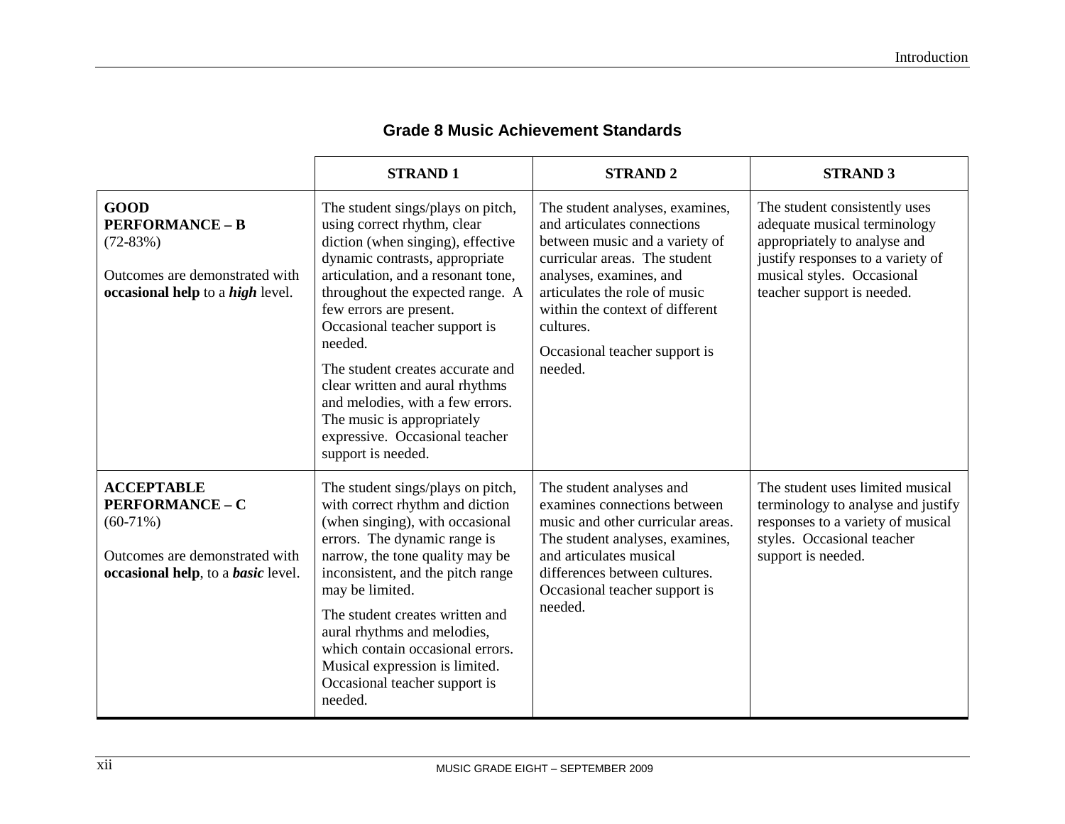## Grade 8 Music Achievement Standards

| | STRAND 1 | STRAND 2 | STRAND 3 |
|---|---|---|---|
| **GOOD PERFORMANCE – B** (72-83%)<br><br>Outcomes are demonstrated with **occasional help** to a ***high*** level. | The student sings/plays on pitch, using correct rhythm, clear diction (when singing), effective dynamic contrasts, appropriate articulation, and a resonant tone, throughout the expected range. A few errors are present. Occasional teacher support is needed.<br><br>The student creates accurate and clear written and aural rhythms and melodies, with a few errors. The music is appropriately expressive. Occasional teacher support is needed. | The student analyses, examines, and articulates connections between music and a variety of curricular areas. The student analyses, examines, and articulates the role of music within the context of different cultures.<br><br>Occasional teacher support is needed. | The student consistently uses adequate musical terminology appropriately to analyse and justify responses to a variety of musical styles. Occasional teacher support is needed. |
| **ACCEPTABLE PERFORMANCE – C** (60-71%)<br><br>Outcomes are demonstrated with **occasional help**, to a ***basic*** level. | The student sings/plays on pitch, with correct rhythm and diction (when singing), with occasional errors. The dynamic range is narrow, the tone quality may be inconsistent, and the pitch range may be limited.<br><br>The student creates written and aural rhythms and melodies, which contain occasional errors. Musical expression is limited. Occasional teacher support is needed. | The student analyses and examines connections between music and other curricular areas. The student analyses, examines, and articulates musical differences between cultures. Occasional teacher support is needed. | The student uses limited musical terminology to analyse and justify responses to a variety of musical styles. Occasional teacher support is needed. |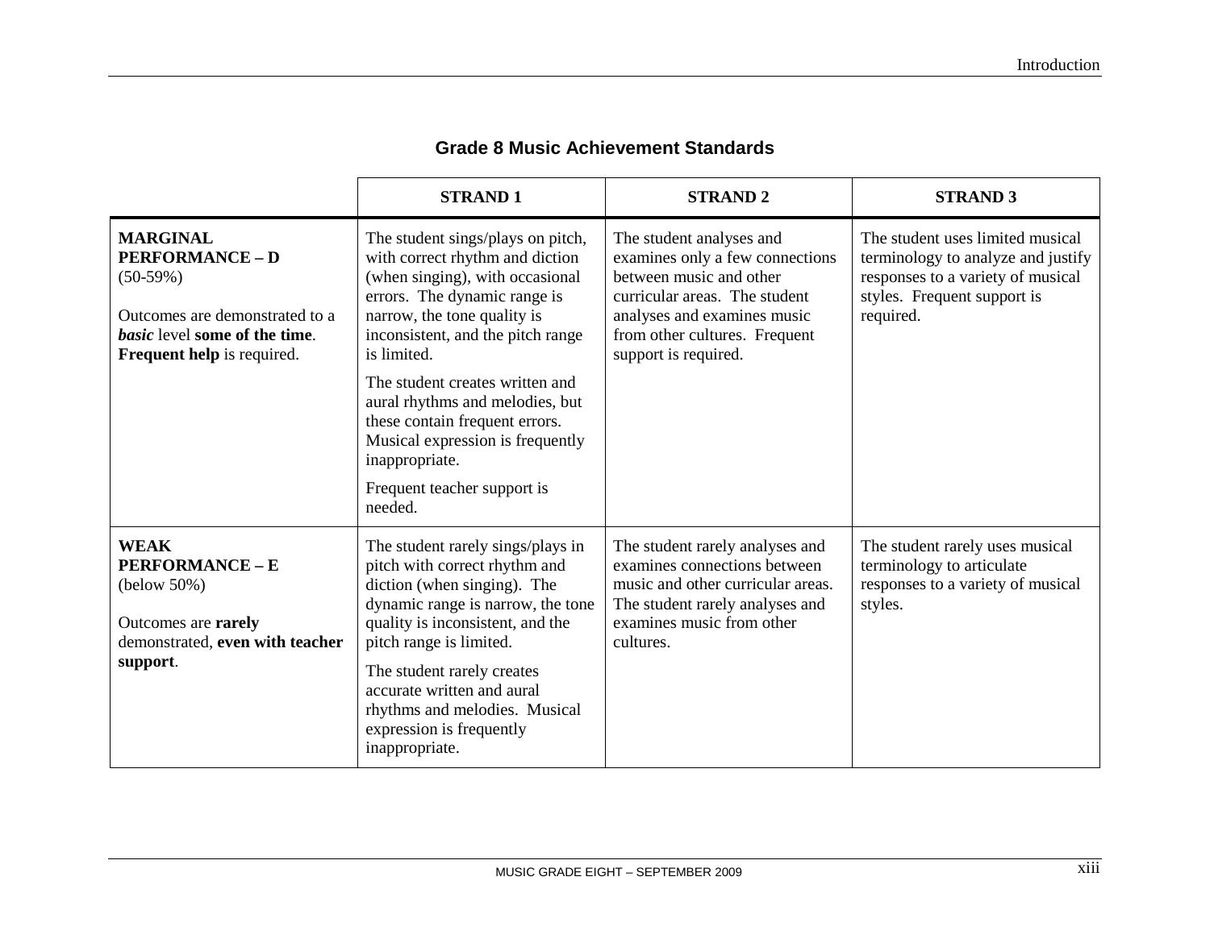## Grade 8 Music Achievement Standards

| | STRAND 1 | STRAND 2 | STRAND 3 |
|---|---|---|---|
| **MARGINAL PERFORMANCE – D** (50-59%)<br><br>Outcomes are demonstrated to a ***basic*** level **some of the time**. **Frequent help** is required. | The student sings/plays on pitch, with correct rhythm and diction (when singing), with occasional errors. The dynamic range is narrow, the tone quality is inconsistent, and the pitch range is limited.<br><br>The student creates written and aural rhythms and melodies, but these contain frequent errors. Musical expression is frequently inappropriate.<br><br>Frequent teacher support is needed. | The student analyses and examines only a few connections between music and other curricular areas. The student analyses and examines music from other cultures. Frequent support is required. | The student uses limited musical terminology to analyze and justify responses to a variety of musical styles. Frequent support is required. |
| **WEAK PERFORMANCE – E** (below 50%)<br><br>Outcomes are **rarely** demonstrated, **even with teacher support**. | The student rarely sings/plays in pitch with correct rhythm and diction (when singing). The dynamic range is narrow, the tone quality is inconsistent, and the pitch range is limited.<br><br>The student rarely creates accurate written and aural rhythms and melodies. Musical expression is frequently inappropriate. | The student rarely analyses and examines connections between music and other curricular areas. The student rarely analyses and examines music from other cultures. | The student rarely uses musical terminology to articulate responses to a variety of musical styles. |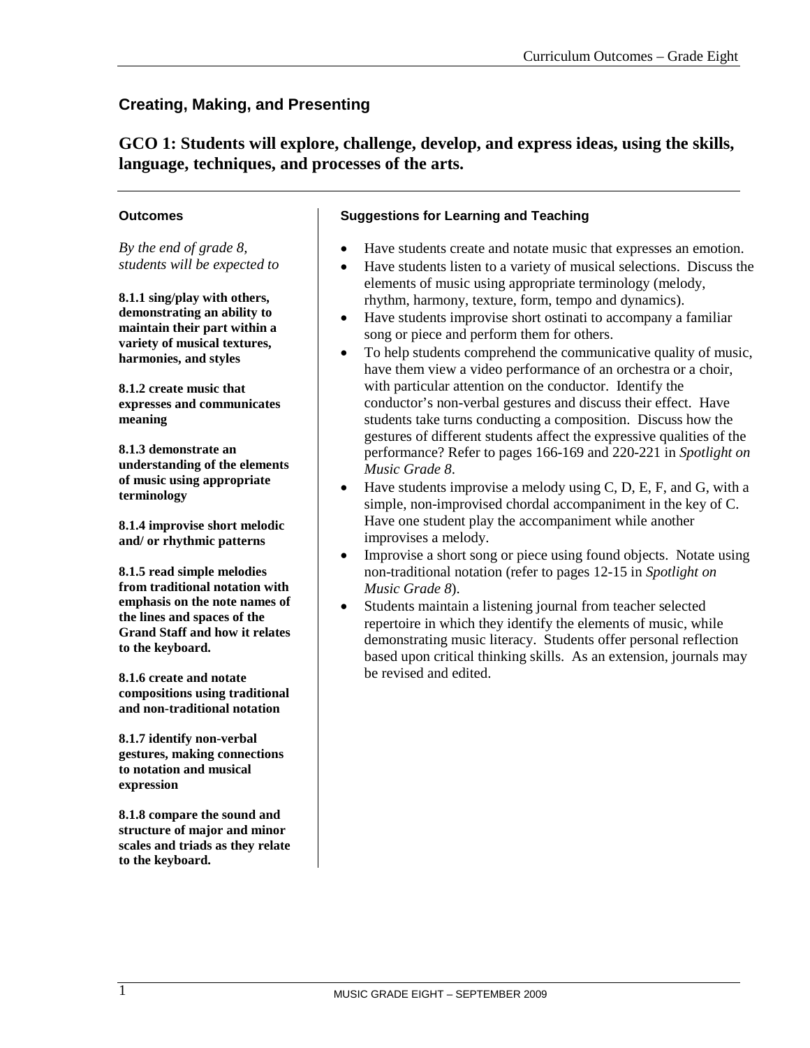## Creating, Making, and Presenting

### GCO 1: Students will explore, challenge, develop, and express ideas, using the skills, language, techniques, and processes of the arts.

#### Outcomes

*By the end of grade 8, students will be expected to*

**8.1.1 sing/play with others, demonstrating an ability to maintain their part within a variety of musical textures, harmonies, and styles**

**8.1.2 create music that expresses and communicates meaning**

**8.1.3 demonstrate an understanding of the elements of music using appropriate terminology**

**8.1.4 improvise short melodic and/ or rhythmic patterns**

**8.1.5 read simple melodies from traditional notation with emphasis on the note names of the lines and spaces of the Grand Staff and how it relates to the keyboard.**

**8.1.6 create and notate compositions using traditional and non-traditional notation**

**8.1.7 identify non-verbal gestures, making connections to notation and musical expression**

**8.1.8 compare the sound and structure of major and minor scales and triads as they relate to the keyboard.**

#### Suggestions for Learning and Teaching

- Have students create and notate music that expresses an emotion.
- Have students listen to a variety of musical selections. Discuss the elements of music using appropriate terminology (melody, rhythm, harmony, texture, form, tempo and dynamics).
- Have students improvise short ostinati to accompany a familiar song or piece and perform them for others.
- To help students comprehend the communicative quality of music, have them view a video performance of an orchestra or a choir, with particular attention on the conductor. Identify the conductor's non-verbal gestures and discuss their effect. Have students take turns conducting a composition. Discuss how the gestures of different students affect the expressive qualities of the performance? Refer to pages 166-169 and 220-221 in *Spotlight on Music Grade 8*.
- Have students improvise a melody using C, D, E, F, and G, with a simple, non-improvised chordal accompaniment in the key of C. Have one student play the accompaniment while another improvises a melody.
- Improvise a short song or piece using found objects. Notate using non-traditional notation (refer to pages 12-15 in *Spotlight on Music Grade 8*).
- Students maintain a listening journal from teacher selected repertoire in which they identify the elements of music, while demonstrating music literacy. Students offer personal reflection based upon critical thinking skills. As an extension, journals may be revised and edited.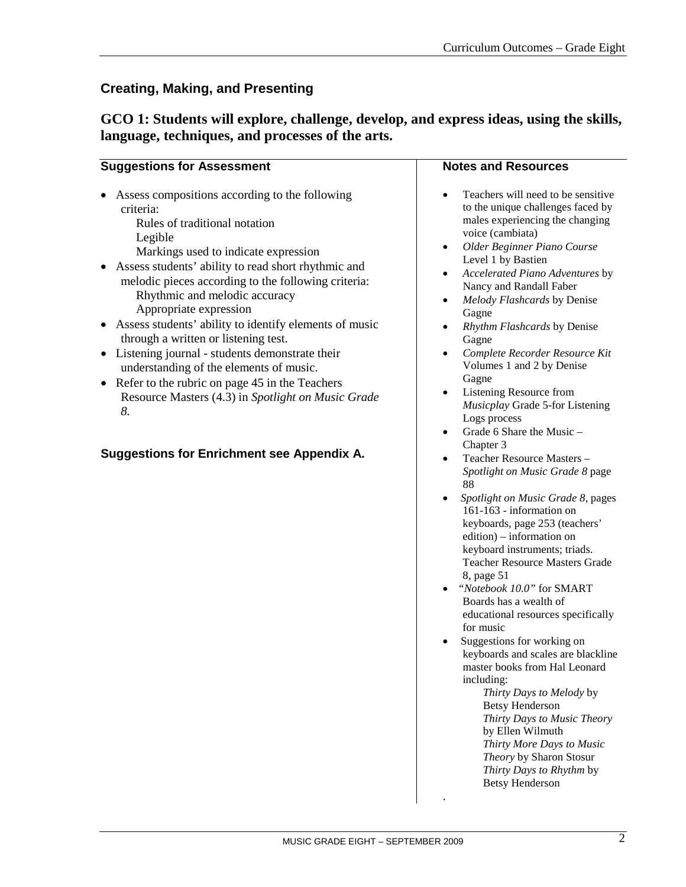## Creating, Making, and Presenting

### GCO 1: Students will explore, challenge, develop, and express ideas, using the skills, language, techniques, and processes of the arts.

#### Suggestions for Assessment

- Assess compositions according to the following criteria:
  - Rules of traditional notation
  - Legible
  - Markings used to indicate expression
- Assess students' ability to read short rhythmic and melodic pieces according to the following criteria:
  - Rhythmic and melodic accuracy
  - Appropriate expression
- Assess students' ability to identify elements of music through a written or listening test.
- Listening journal - students demonstrate their understanding of the elements of music.
- Refer to the rubric on page 45 in the Teachers Resource Masters (4.3) in *Spotlight on Music Grade 8.*

**Suggestions for Enrichment see Appendix A.**

#### Notes and Resources

- Teachers will need to be sensitive to the unique challenges faced by males experiencing the changing voice (cambiata)
- *Older Beginner Piano Course* Level 1 by Bastien
- *Accelerated Piano Adventures* by Nancy and Randall Faber
- *Melody Flashcards* by Denise Gagne
- *Rhythm Flashcards* by Denise Gagne
- *Complete Recorder Resource Kit* Volumes 1 and 2 by Denise Gagne
- Listening Resource from *Musicplay* Grade 5-for Listening Logs process
- Grade 6 Share the Music – Chapter 3
- Teacher Resource Masters – *Spotlight on Music Grade 8* page 88
- *Spotlight on Music Grade 8*, pages 161-163 - information on keyboards, page 253 (teachers' edition) – information on keyboard instruments; triads. Teacher Resource Masters Grade 8, page 51
- "*Notebook 10.0"* for SMART Boards has a wealth of educational resources specifically for music
- Suggestions for working on keyboards and scales are blackline master books from Hal Leonard including:
  - *Thirty Days to Melody* by Betsy Henderson
  - *Thirty Days to Music Theory* by Ellen Wilmuth
  - *Thirty More Days to Music Theory* by Sharon Stosur
  - *Thirty Days to Rhythm* by Betsy Henderson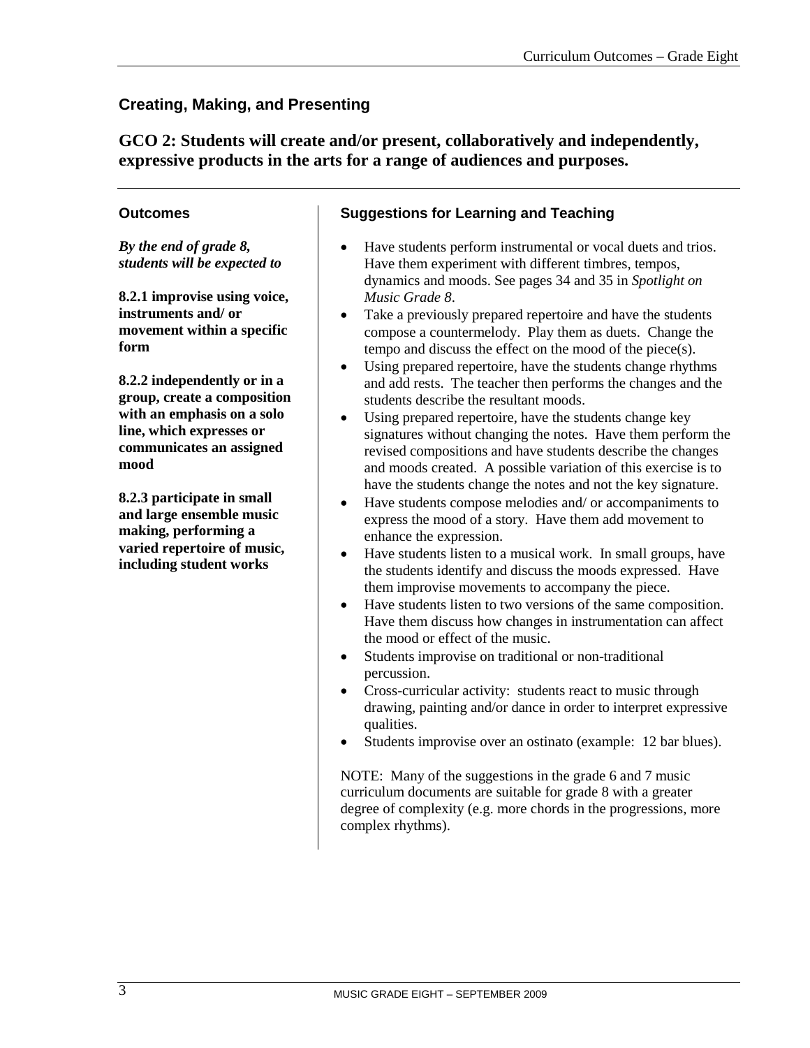## Creating, Making, and Presenting

### GCO 2: Students will create and/or present, collaboratively and independently, expressive products in the arts for a range of audiences and purposes.

#### Outcomes

*By the end of grade 8, students will be expected to*

**8.2.1 improvise using voice, instruments and/ or movement within a specific form**

**8.2.2 independently or in a group, create a composition with an emphasis on a solo line, which expresses or communicates an assigned mood**

**8.2.3 participate in small and large ensemble music making, performing a varied repertoire of music, including student works**

#### Suggestions for Learning and Teaching

- Have students perform instrumental or vocal duets and trios. Have them experiment with different timbres, tempos, dynamics and moods. See pages 34 and 35 in *Spotlight on Music Grade 8*.
- Take a previously prepared repertoire and have the students compose a countermelody. Play them as duets. Change the tempo and discuss the effect on the mood of the piece(s).
- Using prepared repertoire, have the students change rhythms and add rests. The teacher then performs the changes and the students describe the resultant moods.
- Using prepared repertoire, have the students change key signatures without changing the notes. Have them perform the revised compositions and have students describe the changes and moods created. A possible variation of this exercise is to have the students change the notes and not the key signature.
- Have students compose melodies and/ or accompaniments to express the mood of a story. Have them add movement to enhance the expression.
- Have students listen to a musical work. In small groups, have the students identify and discuss the moods expressed. Have them improvise movements to accompany the piece.
- Have students listen to two versions of the same composition. Have them discuss how changes in instrumentation can affect the mood or effect of the music.
- Students improvise on traditional or non-traditional percussion.
- Cross-curricular activity: students react to music through drawing, painting and/or dance in order to interpret expressive qualities.
- Students improvise over an ostinato (example: 12 bar blues).

NOTE: Many of the suggestions in the grade 6 and 7 music curriculum documents are suitable for grade 8 with a greater degree of complexity (e.g. more chords in the progressions, more complex rhythms).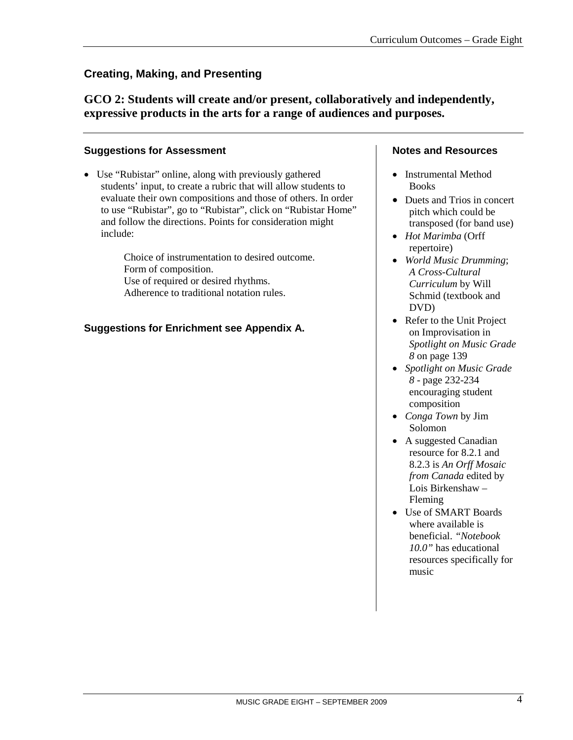## Creating, Making, and Presenting

## GCO 2: Students will create and/or present, collaboratively and independently, expressive products in the arts for a range of audiences and purposes.

### Suggestions for Assessment

- Use “Rubistar” online, along with previously gathered students’ input, to create a rubric that will allow students to evaluate their own compositions and those of others. In order to use “Rubistar”, go to “Rubistar”, click on “Rubistar Home” and follow the directions. Points for consideration might include:

  Choice of instrumentation to desired outcome.
  Form of composition.
  Use of required or desired rhythms.
  Adherence to traditional notation rules.

**Suggestions for Enrichment see Appendix A.**

### Notes and Resources

- Instrumental Method Books
- Duets and Trios in concert pitch which could be transposed (for band use)
- *Hot Marimba* (Orff repertoire)
- *World Music Drumming*; *A Cross-Cultural Curriculum* by Will Schmid (textbook and DVD)
- Refer to the Unit Project on Improvisation in *Spotlight on Music Grade 8* on page 139
- *Spotlight on Music Grade 8* - page 232-234 encouraging student composition
- *Conga Town* by Jim Solomon
- A suggested Canadian resource for 8.2.1 and 8.2.3 is *An Orff Mosaic from Canada* edited by Lois Birkenshaw – Fleming
- Use of SMART Boards where available is beneficial. *“Notebook 10.0”* has educational resources specifically for music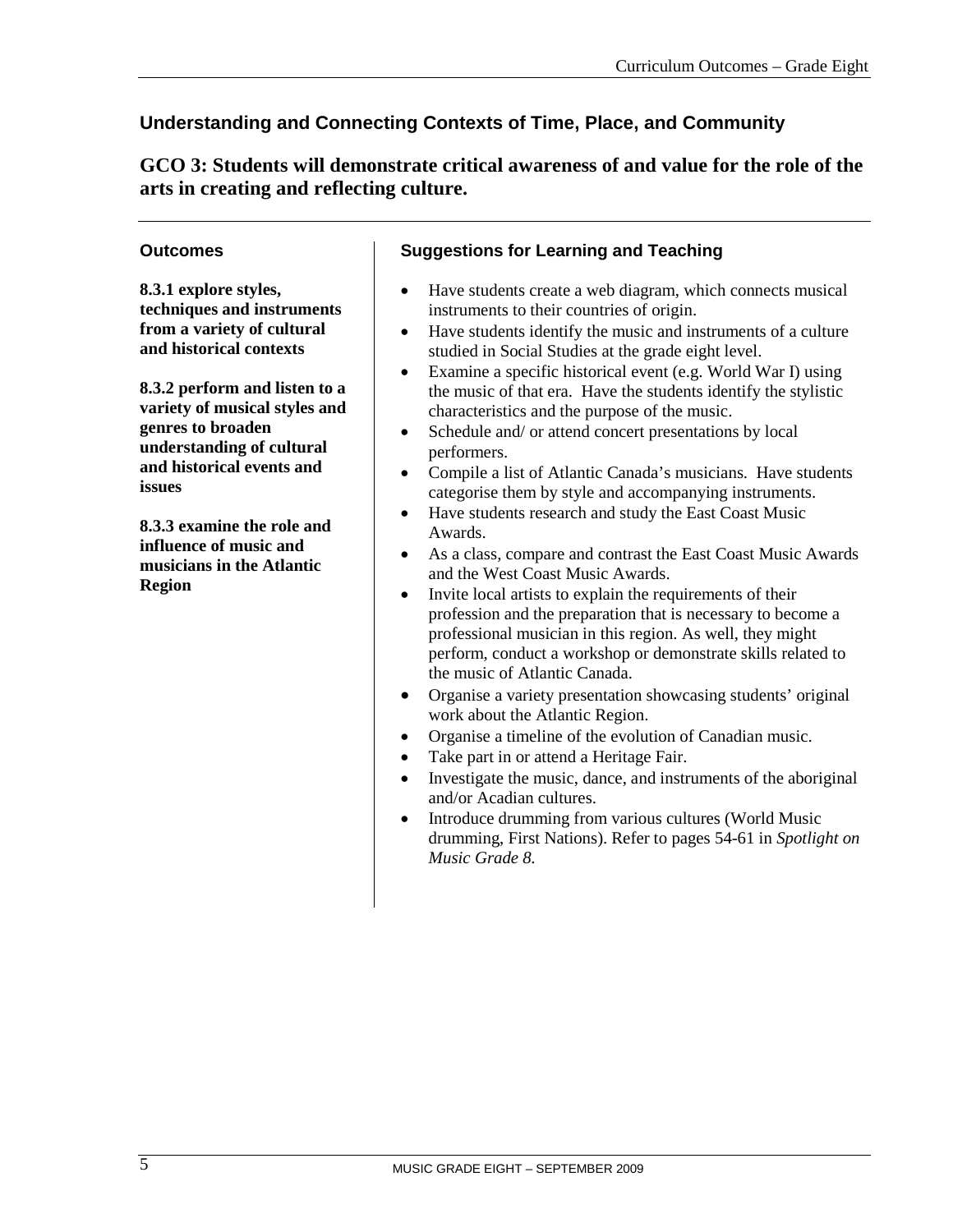## Understanding and Connecting Contexts of Time, Place, and Community

### GCO 3: Students will demonstrate critical awareness of and value for the role of the arts in creating and reflecting culture.

**Outcomes**

**8.3.1 explore styles, techniques and instruments from a variety of cultural and historical contexts**

**8.3.2 perform and listen to a variety of musical styles and genres to broaden understanding of cultural and historical events and issues**

**8.3.3 examine the role and influence of music and musicians in the Atlantic Region**

**Suggestions for Learning and Teaching**

- Have students create a web diagram, which connects musical instruments to their countries of origin.
- Have students identify the music and instruments of a culture studied in Social Studies at the grade eight level.
- Examine a specific historical event (e.g. World War I) using the music of that era. Have the students identify the stylistic characteristics and the purpose of the music.
- Schedule and/ or attend concert presentations by local performers.
- Compile a list of Atlantic Canada's musicians. Have students categorise them by style and accompanying instruments.
- Have students research and study the East Coast Music Awards.
- As a class, compare and contrast the East Coast Music Awards and the West Coast Music Awards.
- Invite local artists to explain the requirements of their profession and the preparation that is necessary to become a professional musician in this region. As well, they might perform, conduct a workshop or demonstrate skills related to the music of Atlantic Canada.
- Organise a variety presentation showcasing students' original work about the Atlantic Region.
- Organise a timeline of the evolution of Canadian music.
- Take part in or attend a Heritage Fair.
- Investigate the music, dance, and instruments of the aboriginal and/or Acadian cultures.
- Introduce drumming from various cultures (World Music drumming, First Nations). Refer to pages 54-61 in *Spotlight on Music Grade 8.*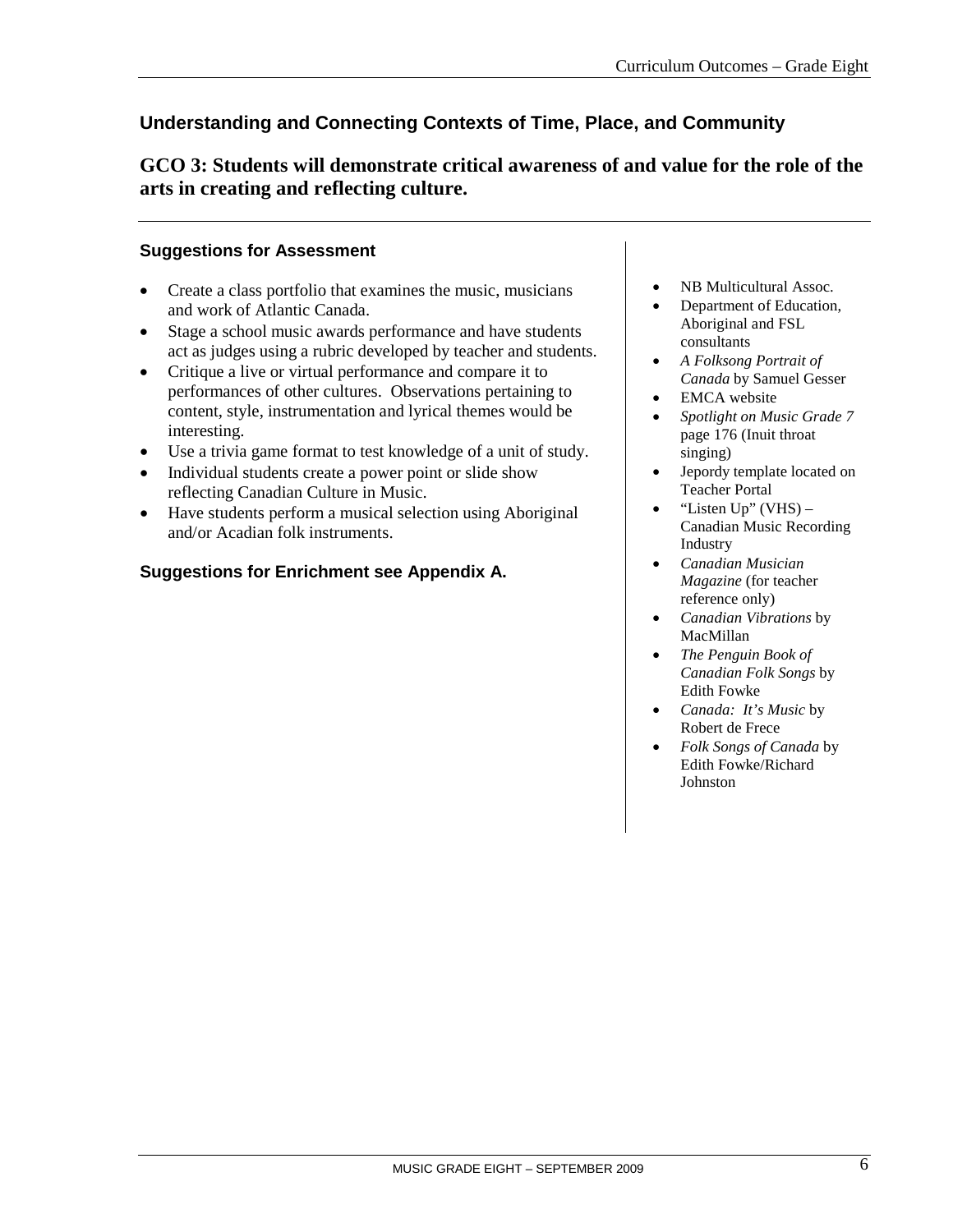## Understanding and Connecting Contexts of Time, Place, and Community

## GCO 3: Students will demonstrate critical awareness of and value for the role of the arts in creating and reflecting culture.

### Suggestions for Assessment

- Create a class portfolio that examines the music, musicians and work of Atlantic Canada.
- Stage a school music awards performance and have students act as judges using a rubric developed by teacher and students.
- Critique a live or virtual performance and compare it to performances of other cultures. Observations pertaining to content, style, instrumentation and lyrical themes would be interesting.
- Use a trivia game format to test knowledge of a unit of study.
- Individual students create a power point or slide show reflecting Canadian Culture in Music.
- Have students perform a musical selection using Aboriginal and/or Acadian folk instruments.

### Suggestions for Enrichment see Appendix A.

- NB Multicultural Assoc.
- Department of Education, Aboriginal and FSL consultants
- *A Folksong Portrait of Canada* by Samuel Gesser
- EMCA website
- *Spotlight on Music Grade 7* page 176 (Inuit throat singing)
- Jepordy template located on Teacher Portal
- "Listen Up" (VHS) – Canadian Music Recording Industry
- *Canadian Musician Magazine* (for teacher reference only)
- *Canadian Vibrations* by MacMillan
- *The Penguin Book of Canadian Folk Songs* by Edith Fowke
- *Canada: It's Music* by Robert de Frece
- *Folk Songs of Canada* by Edith Fowke/Richard Johnston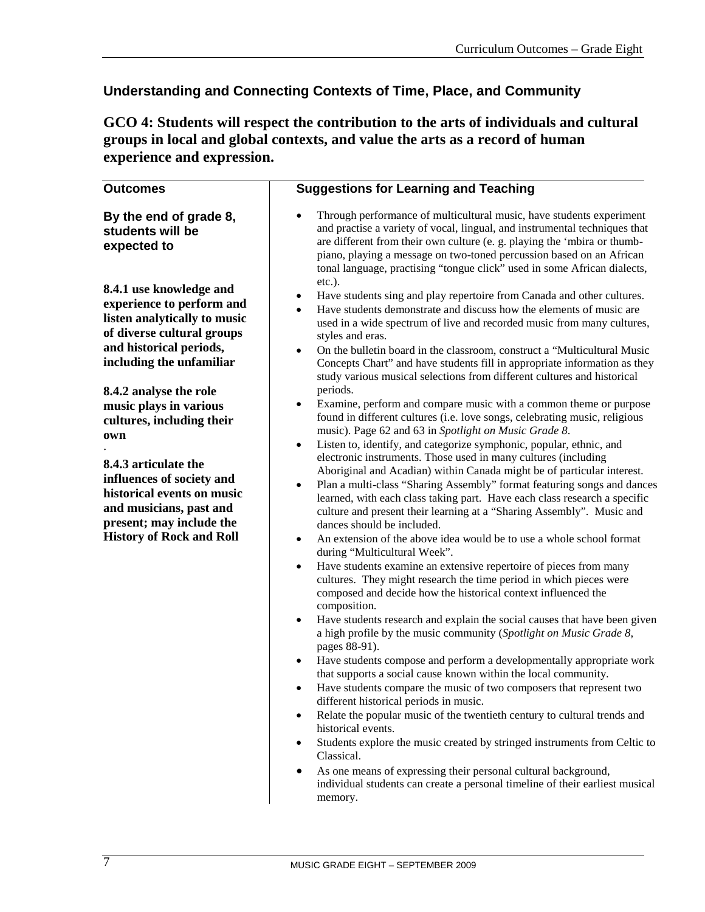## Understanding and Connecting Contexts of Time, Place, and Community

## GCO 4: Students will respect the contribution to the arts of individuals and cultural groups in local and global contexts, and value the arts as a record of human experience and expression.

| Outcomes | Suggestions for Learning and Teaching |
|---|---|
| **By the end of grade 8, students will be expected to**<br><br>**8.4.1 use knowledge and experience to perform and listen analytically to music of diverse cultural groups and historical periods, including the unfamiliar**<br><br>**8.4.2 analyse the role music plays in various cultures, including their own**<br>.<br>**8.4.3 articulate the influences of society and historical events on music and musicians, past and present; may include the History of Rock and Roll** | • Through performance of multicultural music, have students experiment and practise a variety of vocal, lingual, and instrumental techniques that are different from their own culture (e. g. playing the 'mbira or thumb-piano, playing a message on two-toned percussion based on an African tonal language, practising "tongue click" used in some African dialects, etc.).<br>• Have students sing and play repertoire from Canada and other cultures.<br>• Have students demonstrate and discuss how the elements of music are used in a wide spectrum of live and recorded music from many cultures, styles and eras.<br>• On the bulletin board in the classroom, construct a "Multicultural Music Concepts Chart" and have students fill in appropriate information as they study various musical selections from different cultures and historical periods.<br>• Examine, perform and compare music with a common theme or purpose found in different cultures (i.e. love songs, celebrating music, religious music). Page 62 and 63 in *Spotlight on Music Grade 8*.<br>• Listen to, identify, and categorize symphonic, popular, ethnic, and electronic instruments. Those used in many cultures (including Aboriginal and Acadian) within Canada might be of particular interest.<br>• Plan a multi-class "Sharing Assembly" format featuring songs and dances learned, with each class taking part. Have each class research a specific culture and present their learning at a "Sharing Assembly". Music and dances should be included.<br>• An extension of the above idea would be to use a whole school format during "Multicultural Week".<br>• Have students examine an extensive repertoire of pieces from many cultures. They might research the time period in which pieces were composed and decide how the historical context influenced the composition.<br>• Have students research and explain the social causes that have been given a high profile by the music community (*Spotlight on Music Grade 8*, pages 88-91).<br>• Have students compose and perform a developmentally appropriate work that supports a social cause known within the local community.<br>• Have students compare the music of two composers that represent two different historical periods in music.<br>• Relate the popular music of the twentieth century to cultural trends and historical events.<br>• Students explore the music created by stringed instruments from Celtic to Classical.<br>• As one means of expressing their personal cultural background, individual students can create a personal timeline of their earliest musical memory. |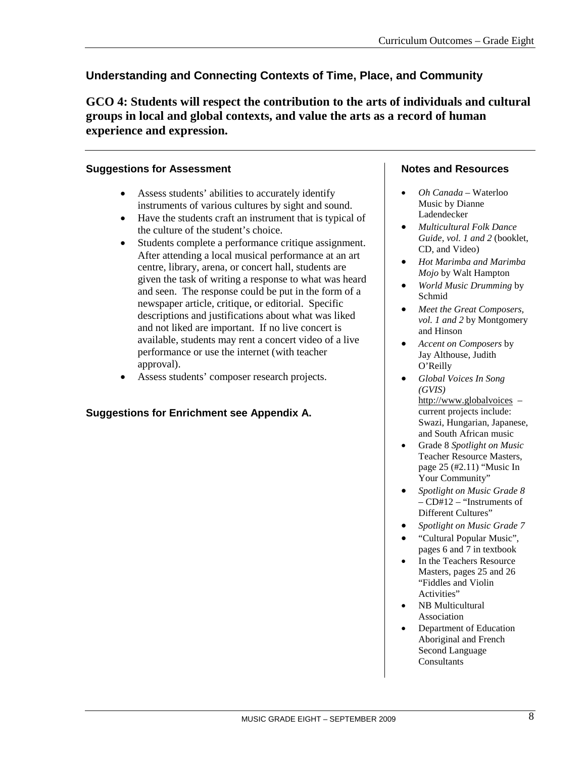## Understanding and Connecting Contexts of Time, Place, and Community

**GCO 4: Students will respect the contribution to the arts of individuals and cultural groups in local and global contexts, and value the arts as a record of human experience and expression.**

### Suggestions for Assessment

- Assess students' abilities to accurately identify instruments of various cultures by sight and sound.
- Have the students craft an instrument that is typical of the culture of the student's choice.
- Students complete a performance critique assignment. After attending a local musical performance at an art centre, library, arena, or concert hall, students are given the task of writing a response to what was heard and seen. The response could be put in the form of a newspaper article, critique, or editorial. Specific descriptions and justifications about what was liked and not liked are important. If no live concert is available, students may rent a concert video of a live performance or use the internet (with teacher approval).
- Assess students' composer research projects.

**Suggestions for Enrichment see Appendix A.**

### Notes and Resources

- *Oh Canada* – Waterloo Music by Dianne Ladendecker
- *Multicultural Folk Dance Guide, vol. 1 and 2* (booklet, CD, and Video)
- *Hot Marimba and Marimba Mojo* by Walt Hampton
- *World Music Drumming* by Schmid
- *Meet the Great Composers, vol. 1 and 2* by Montgomery and Hinson
- *Accent on Composers* by Jay Althouse, Judith O'Reilly
- *Global Voices In Song (GVIS)* http://www.globalvoices – current projects include: Swazi, Hungarian, Japanese, and South African music
- Grade 8 *Spotlight on Music* Teacher Resource Masters, page 25 (#2.11) "Music In Your Community"
- *Spotlight on Music Grade 8* – CD#12 – "Instruments of Different Cultures"
- *Spotlight on Music Grade 7*
- "Cultural Popular Music", pages 6 and 7 in textbook
- In the Teachers Resource Masters, pages 25 and 26 "Fiddles and Violin Activities"
- NB Multicultural Association
- Department of Education Aboriginal and French Second Language Consultants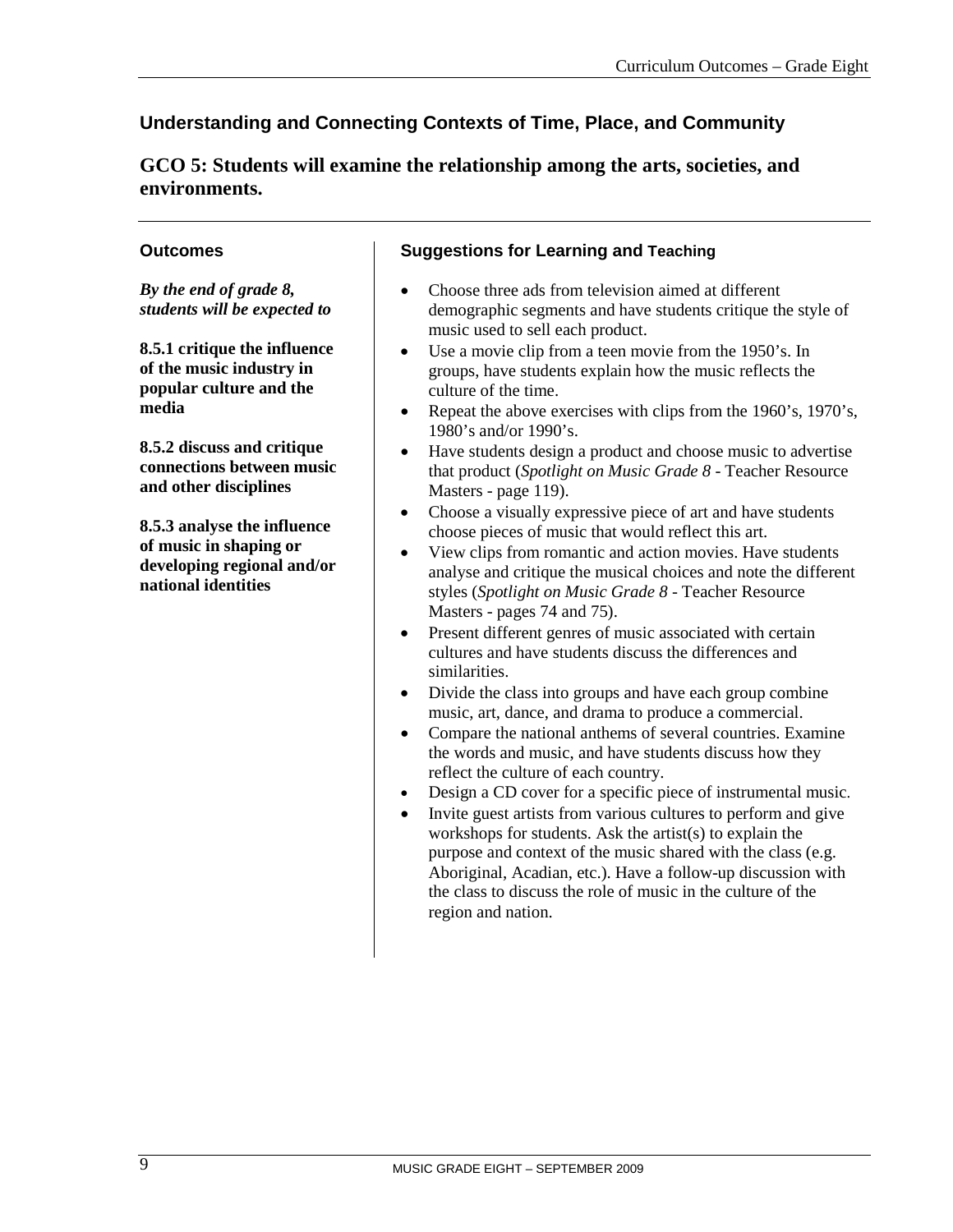## Understanding and Connecting Contexts of Time, Place, and Community

### GCO 5: Students will examine the relationship among the arts, societies, and environments.

#### Outcomes

***By the end of grade 8, students will be expected to***

**8.5.1 critique the influence of the music industry in popular culture and the media**

**8.5.2 discuss and critique connections between music and other disciplines**

**8.5.3 analyse the influence of music in shaping or developing regional and/or national identities**

#### Suggestions for Learning and Teaching

- Choose three ads from television aimed at different demographic segments and have students critique the style of music used to sell each product.
- Use a movie clip from a teen movie from the 1950's. In groups, have students explain how the music reflects the culture of the time.
- Repeat the above exercises with clips from the 1960's, 1970's, 1980's and/or 1990's.
- Have students design a product and choose music to advertise that product (*Spotlight on Music Grade 8* - Teacher Resource Masters - page 119).
- Choose a visually expressive piece of art and have students choose pieces of music that would reflect this art.
- View clips from romantic and action movies. Have students analyse and critique the musical choices and note the different styles (*Spotlight on Music Grade 8* - Teacher Resource Masters - pages 74 and 75).
- Present different genres of music associated with certain cultures and have students discuss the differences and similarities.
- Divide the class into groups and have each group combine music, art, dance, and drama to produce a commercial.
- Compare the national anthems of several countries. Examine the words and music, and have students discuss how they reflect the culture of each country.
- Design a CD cover for a specific piece of instrumental music.
- Invite guest artists from various cultures to perform and give workshops for students. Ask the artist(s) to explain the purpose and context of the music shared with the class (e.g. Aboriginal, Acadian, etc.). Have a follow-up discussion with the class to discuss the role of music in the culture of the region and nation.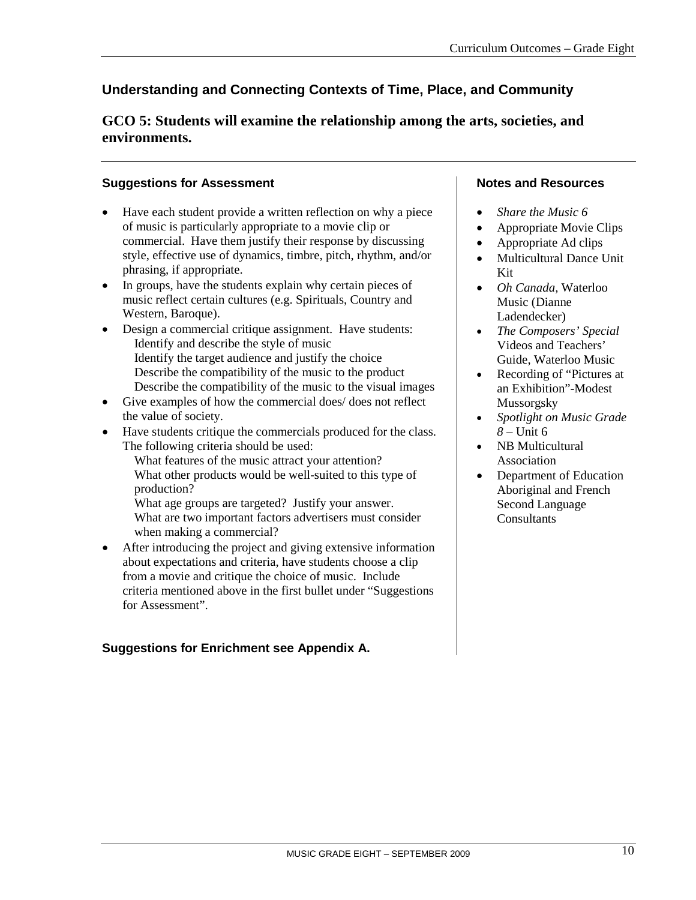## Understanding and Connecting Contexts of Time, Place, and Community

### GCO 5: Students will examine the relationship among the arts, societies, and environments.

#### Suggestions for Assessment

- Have each student provide a written reflection on why a piece of music is particularly appropriate to a movie clip or commercial. Have them justify their response by discussing style, effective use of dynamics, timbre, pitch, rhythm, and/or phrasing, if appropriate.
- In groups, have the students explain why certain pieces of music reflect certain cultures (e.g. Spirituals, Country and Western, Baroque).
- Design a commercial critique assignment. Have students:
  - Identify and describe the style of music
  - Identify the target audience and justify the choice
  - Describe the compatibility of the music to the product
  - Describe the compatibility of the music to the visual images
- Give examples of how the commercial does/ does not reflect the value of society.
- Have students critique the commercials produced for the class. The following criteria should be used:
  - What features of the music attract your attention?
  - What other products would be well-suited to this type of production?
  - What age groups are targeted? Justify your answer.
  - What are two important factors advertisers must consider when making a commercial?
- After introducing the project and giving extensive information about expectations and criteria, have students choose a clip from a movie and critique the choice of music. Include criteria mentioned above in the first bullet under "Suggestions for Assessment".

**Suggestions for Enrichment see Appendix A.**

#### Notes and Resources

- *Share the Music 6*
- Appropriate Movie Clips
- Appropriate Ad clips
- Multicultural Dance Unit Kit
- *Oh Canada,* Waterloo Music (Dianne Ladendecker)
- *The Composers' Special* Videos and Teachers' Guide, Waterloo Music
- Recording of "Pictures at an Exhibition"-Modest Mussorgsky
- *Spotlight on Music Grade 8* – Unit 6
- NB Multicultural Association
- Department of Education Aboriginal and French Second Language Consultants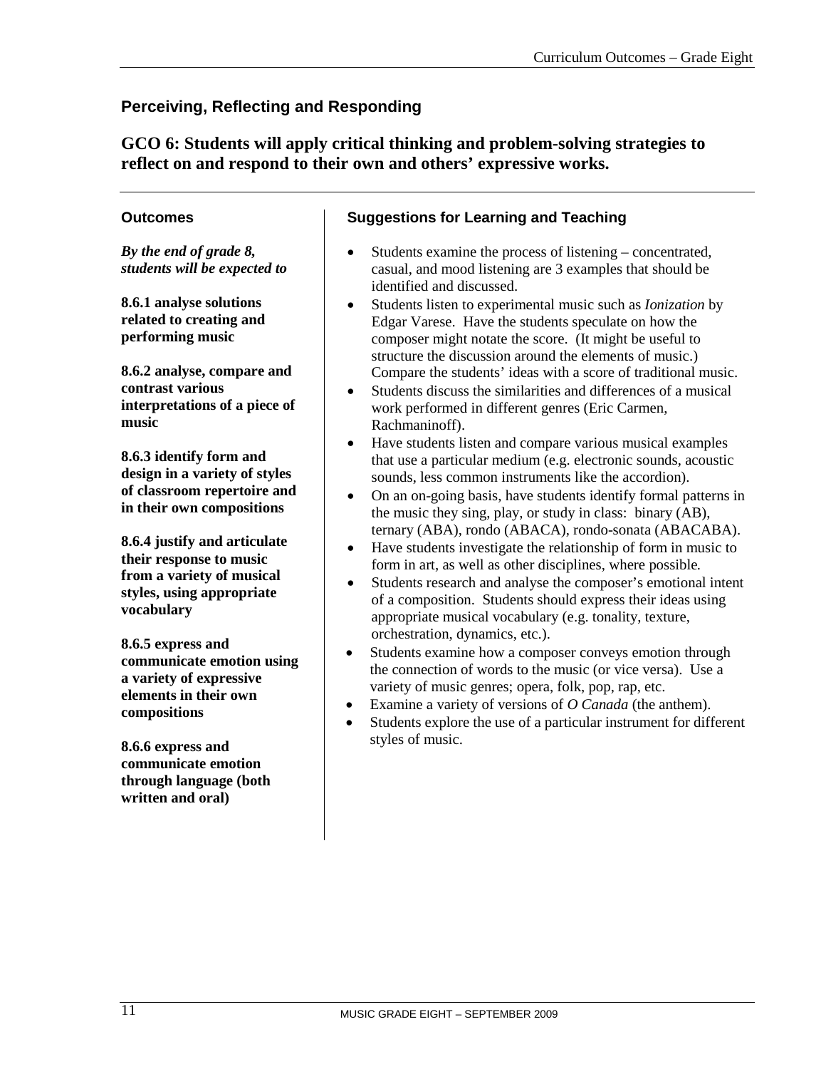## Perceiving, Reflecting and Responding

### GCO 6: Students will apply critical thinking and problem-solving strategies to reflect on and respond to their own and others' expressive works.

#### Outcomes

***By the end of grade 8, students will be expected to***

**8.6.1 analyse solutions related to creating and performing music**

**8.6.2 analyse, compare and contrast various interpretations of a piece of music**

**8.6.3 identify form and design in a variety of styles of classroom repertoire and in their own compositions**

**8.6.4 justify and articulate their response to music from a variety of musical styles, using appropriate vocabulary**

**8.6.5 express and communicate emotion using a variety of expressive elements in their own compositions**

**8.6.6 express and communicate emotion through language (both written and oral)**

#### Suggestions for Learning and Teaching

- Students examine the process of listening – concentrated, casual, and mood listening are 3 examples that should be identified and discussed.
- Students listen to experimental music such as *Ionization* by Edgar Varese. Have the students speculate on how the composer might notate the score. (It might be useful to structure the discussion around the elements of music.) Compare the students' ideas with a score of traditional music.
- Students discuss the similarities and differences of a musical work performed in different genres (Eric Carmen, Rachmaninoff).
- Have students listen and compare various musical examples that use a particular medium (e.g. electronic sounds, acoustic sounds, less common instruments like the accordion).
- On an on-going basis, have students identify formal patterns in the music they sing, play, or study in class: binary (AB), ternary (ABA), rondo (ABACA), rondo-sonata (ABACABA).
- Have students investigate the relationship of form in music to form in art, as well as other disciplines, where possible.
- Students research and analyse the composer's emotional intent of a composition. Students should express their ideas using appropriate musical vocabulary (e.g. tonality, texture, orchestration, dynamics, etc.).
- Students examine how a composer conveys emotion through the connection of words to the music (or vice versa). Use a variety of music genres; opera, folk, pop, rap, etc.
- Examine a variety of versions of *O Canada* (the anthem).
- Students explore the use of a particular instrument for different styles of music.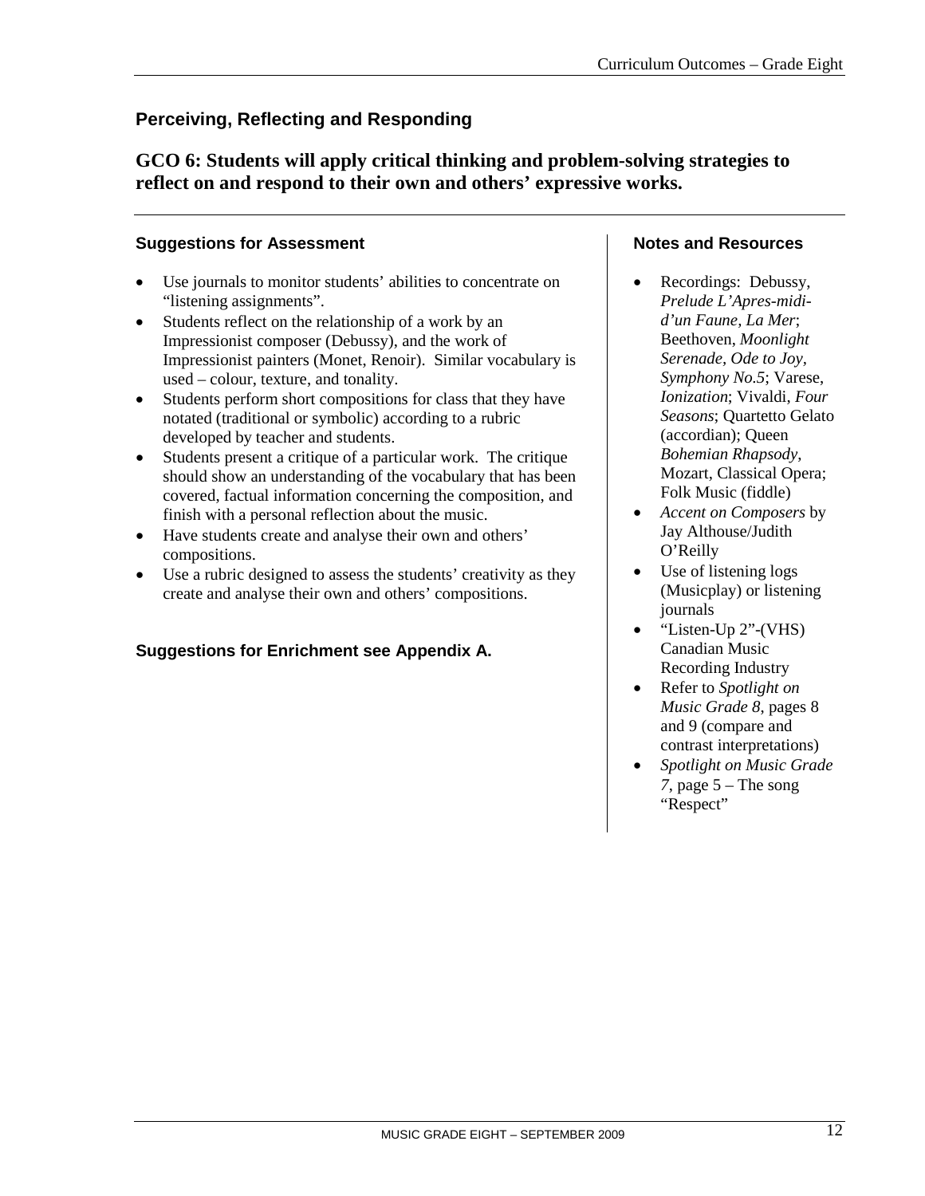## Perceiving, Reflecting and Responding

### GCO 6: Students will apply critical thinking and problem-solving strategies to reflect on and respond to their own and others' expressive works.

#### Suggestions for Assessment

- Use journals to monitor students' abilities to concentrate on "listening assignments".
- Students reflect on the relationship of a work by an Impressionist composer (Debussy), and the work of Impressionist painters (Monet, Renoir). Similar vocabulary is used – colour, texture, and tonality.
- Students perform short compositions for class that they have notated (traditional or symbolic) according to a rubric developed by teacher and students.
- Students present a critique of a particular work. The critique should show an understanding of the vocabulary that has been covered, factual information concerning the composition, and finish with a personal reflection about the music.
- Have students create and analyse their own and others' compositions.
- Use a rubric designed to assess the students' creativity as they create and analyse their own and others' compositions.

**Suggestions for Enrichment see Appendix A.**

#### Notes and Resources

- Recordings: Debussy, *Prelude L'Apres-midi-d'un Faune, La Mer*; Beethoven, *Moonlight Serenade, Ode to Joy, Symphony No.5*; Varese, *Ionization*; Vivaldi, *Four Seasons*; Quartetto Gelato (accordian); Queen *Bohemian Rhapsody*, Mozart, Classical Opera; Folk Music (fiddle)
- *Accent on Composers* by Jay Althouse/Judith O'Reilly
- Use of listening logs (Musicplay) or listening journals
- "Listen-Up 2"-(VHS) Canadian Music Recording Industry
- Refer to *Spotlight on Music Grade 8*, pages 8 and 9 (compare and contrast interpretations)
- *Spotlight on Music Grade 7*, page 5 – The song "Respect"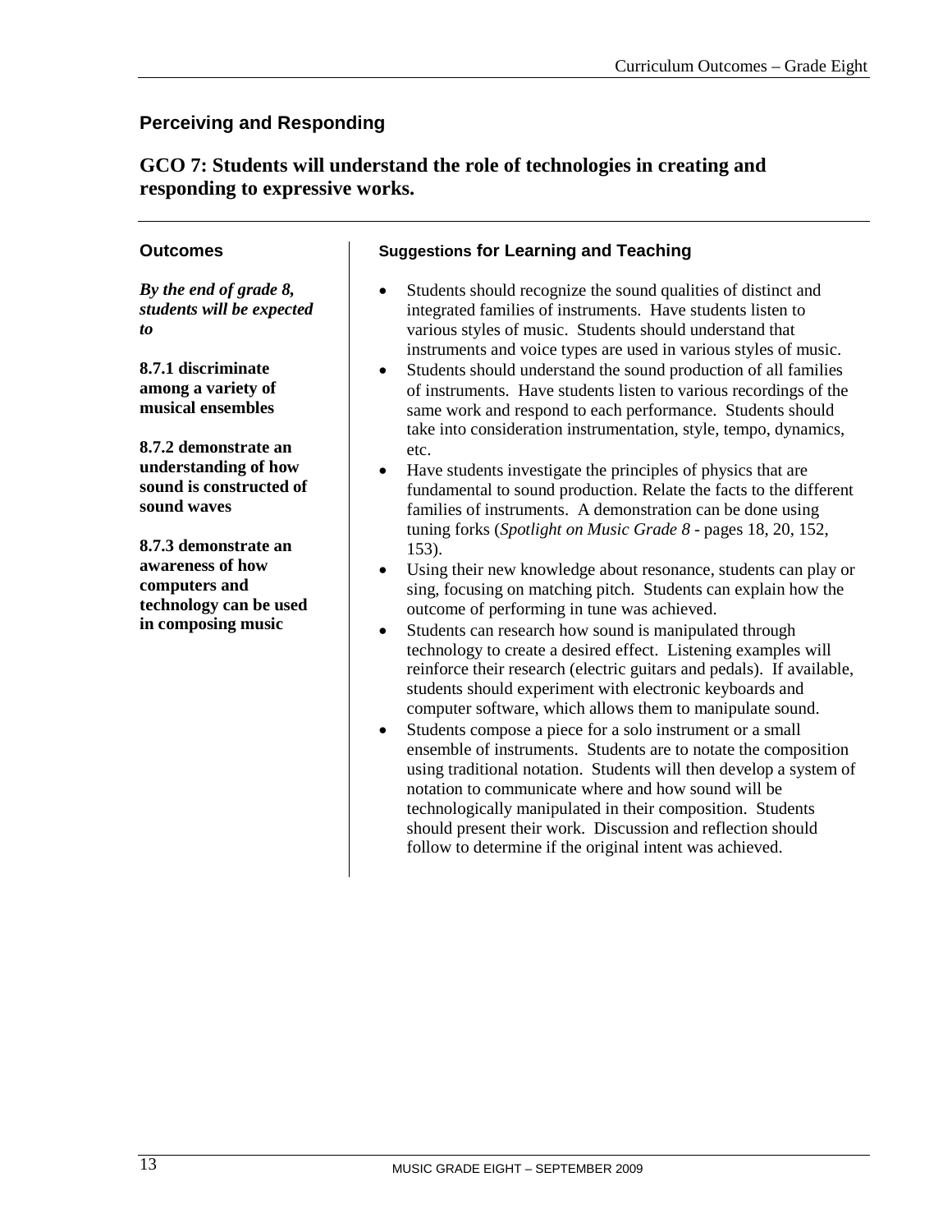## Perceiving and Responding

### GCO 7: Students will understand the role of technologies in creating and responding to expressive works.

#### Outcomes

***By the end of grade 8, students will be expected to***

**8.7.1 discriminate among a variety of musical ensembles**

**8.7.2 demonstrate an understanding of how sound is constructed of sound waves**

**8.7.3 demonstrate an awareness of how computers and technology can be used in composing music**

#### Suggestions for Learning and Teaching

- Students should recognize the sound qualities of distinct and integrated families of instruments. Have students listen to various styles of music. Students should understand that instruments and voice types are used in various styles of music.
- Students should understand the sound production of all families of instruments. Have students listen to various recordings of the same work and respond to each performance. Students should take into consideration instrumentation, style, tempo, dynamics, etc.
- Have students investigate the principles of physics that are fundamental to sound production. Relate the facts to the different families of instruments. A demonstration can be done using tuning forks (*Spotlight on Music Grade 8* - pages 18, 20, 152, 153).
- Using their new knowledge about resonance, students can play or sing, focusing on matching pitch. Students can explain how the outcome of performing in tune was achieved.
- Students can research how sound is manipulated through technology to create a desired effect. Listening examples will reinforce their research (electric guitars and pedals). If available, students should experiment with electronic keyboards and computer software, which allows them to manipulate sound.
- Students compose a piece for a solo instrument or a small ensemble of instruments. Students are to notate the composition using traditional notation. Students will then develop a system of notation to communicate where and how sound will be technologically manipulated in their composition. Students should present their work. Discussion and reflection should follow to determine if the original intent was achieved.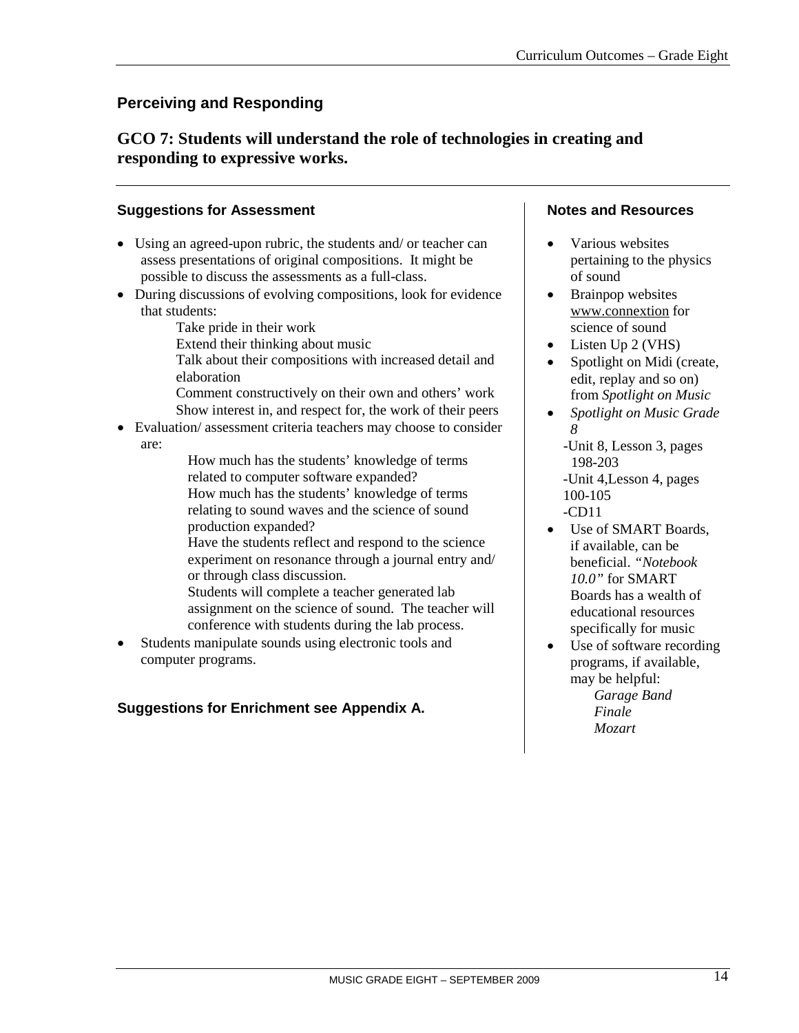## Perceiving and Responding

### GCO 7: Students will understand the role of technologies in creating and responding to expressive works.

**Suggestions for Assessment**

- Using an agreed-upon rubric, the students and/ or teacher can assess presentations of original compositions. It might be possible to discuss the assessments as a full-class.
- During discussions of evolving compositions, look for evidence that students:
  - Take pride in their work
  - Extend their thinking about music
  - Talk about their compositions with increased detail and elaboration
  - Comment constructively on their own and others' work
  - Show interest in, and respect for, the work of their peers
- Evaluation/ assessment criteria teachers may choose to consider are:
  - How much has the students' knowledge of terms related to computer software expanded?
  - How much has the students' knowledge of terms relating to sound waves and the science of sound production expanded?
  - Have the students reflect and respond to the science experiment on resonance through a journal entry and/ or through class discussion.
  - Students will complete a teacher generated lab assignment on the science of sound. The teacher will conference with students during the lab process.
- Students manipulate sounds using electronic tools and computer programs.

**Suggestions for Enrichment see Appendix A.**

**Notes and Resources**

- Various websites pertaining to the physics of sound
- Brainpop websites www.connextion for science of sound
- Listen Up 2 (VHS)
- Spotlight on Midi (create, edit, replay and so on) from *Spotlight on Music*
- *Spotlight on Music Grade 8*
  - -Unit 8, Lesson 3, pages 198-203
  - -Unit 4,Lesson 4, pages 100-105
  - -CD11
- Use of SMART Boards, if available, can be beneficial. *"Notebook 10.0"* for SMART Boards has a wealth of educational resources specifically for music
- Use of software recording programs, if available, may be helpful:
  - *Garage Band*
  - *Finale*
  - *Mozart*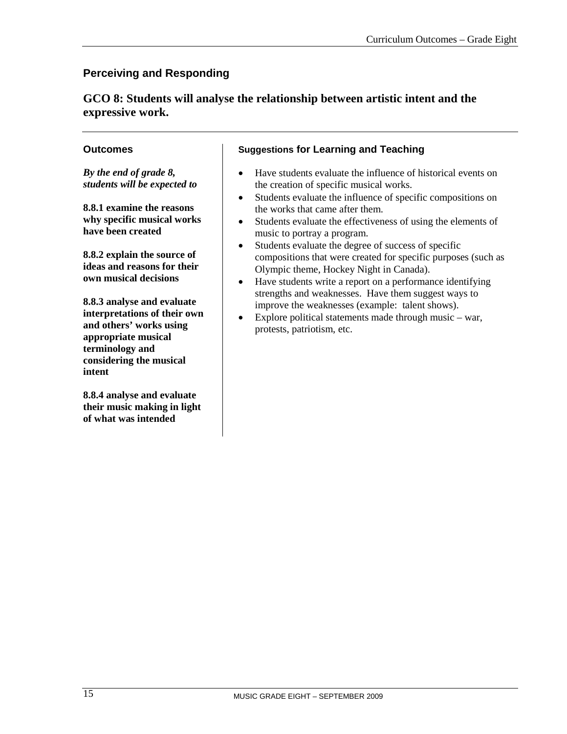## Perceiving and Responding

### GCO 8: Students will analyse the relationship between artistic intent and the expressive work.

#### Outcomes

***By the end of grade 8, students will be expected to***

**8.8.1 examine the reasons why specific musical works have been created**

**8.8.2 explain the source of ideas and reasons for their own musical decisions**

**8.8.3 analyse and evaluate interpretations of their own and others' works using appropriate musical terminology and considering the musical intent**

**8.8.4 analyse and evaluate their music making in light of what was intended**

#### Suggestions for Learning and Teaching

- Have students evaluate the influence of historical events on the creation of specific musical works.
- Students evaluate the influence of specific compositions on the works that came after them.
- Students evaluate the effectiveness of using the elements of music to portray a program.
- Students evaluate the degree of success of specific compositions that were created for specific purposes (such as Olympic theme, Hockey Night in Canada).
- Have students write a report on a performance identifying strengths and weaknesses. Have them suggest ways to improve the weaknesses (example: talent shows).
- Explore political statements made through music – war, protests, patriotism, etc.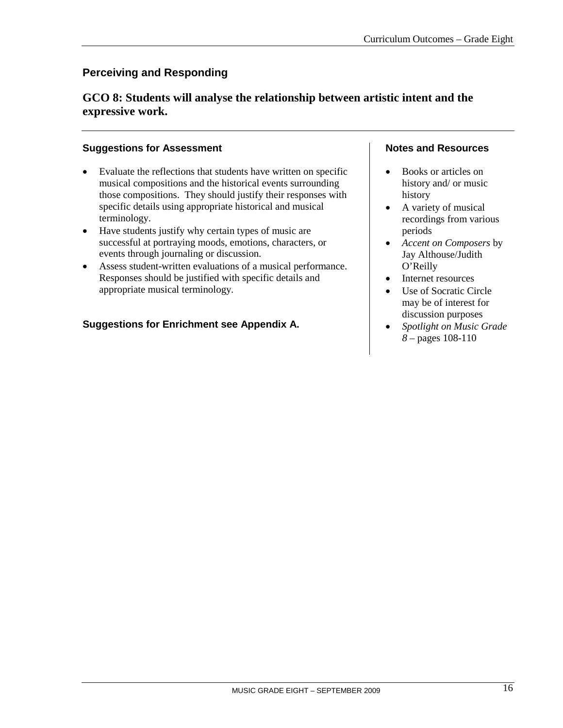## Perceiving and Responding

### GCO 8: Students will analyse the relationship between artistic intent and the expressive work.

#### Suggestions for Assessment

- Evaluate the reflections that students have written on specific musical compositions and the historical events surrounding those compositions. They should justify their responses with specific details using appropriate historical and musical terminology.
- Have students justify why certain types of music are successful at portraying moods, emotions, characters, or events through journaling or discussion.
- Assess student-written evaluations of a musical performance. Responses should be justified with specific details and appropriate musical terminology.

**Suggestions for Enrichment see Appendix A.**

#### Notes and Resources

- Books or articles on history and/ or music history
- A variety of musical recordings from various periods
- *Accent on Composers* by Jay Althouse/Judith O'Reilly
- Internet resources
- Use of Socratic Circle may be of interest for discussion purposes
- *Spotlight on Music Grade 8* – pages 108-110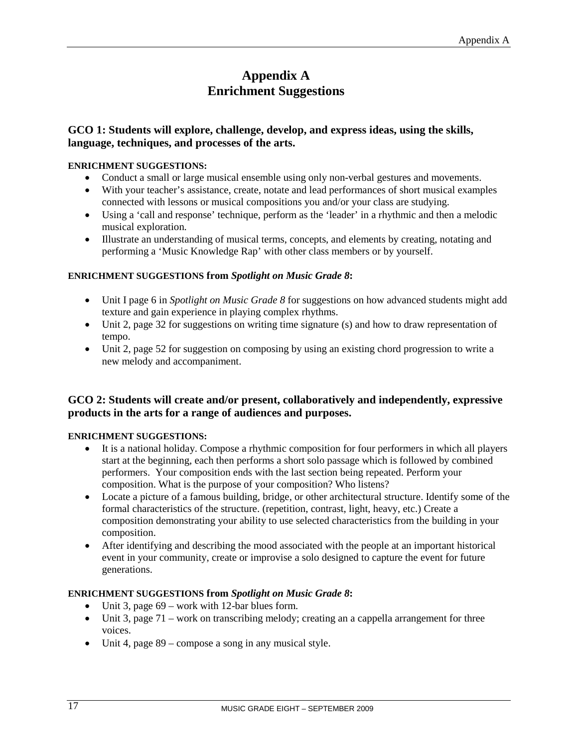# Appendix A
# Enrichment Suggestions

### GCO 1: Students will explore, challenge, develop, and express ideas, using the skills, language, techniques, and processes of the arts.

**ENRICHMENT SUGGESTIONS:**

- Conduct a small or large musical ensemble using only non-verbal gestures and movements.
- With your teacher's assistance, create, notate and lead performances of short musical examples connected with lessons or musical compositions you and/or your class are studying.
- Using a 'call and response' technique, perform as the 'leader' in a rhythmic and then a melodic musical exploration.
- Illustrate an understanding of musical terms, concepts, and elements by creating, notating and performing a 'Music Knowledge Rap' with other class members or by yourself.

**ENRICHMENT SUGGESTIONS from *Spotlight on Music Grade 8*:**

- Unit I page 6 in *Spotlight on Music Grade 8* for suggestions on how advanced students might add texture and gain experience in playing complex rhythms.
- Unit 2, page 32 for suggestions on writing time signature (s) and how to draw representation of tempo.
- Unit 2, page 52 for suggestion on composing by using an existing chord progression to write a new melody and accompaniment.

### GCO 2: Students will create and/or present, collaboratively and independently, expressive products in the arts for a range of audiences and purposes.

**ENRICHMENT SUGGESTIONS:**

- It is a national holiday. Compose a rhythmic composition for four performers in which all players start at the beginning, each then performs a short solo passage which is followed by combined performers. Your composition ends with the last section being repeated. Perform your composition. What is the purpose of your composition? Who listens?
- Locate a picture of a famous building, bridge, or other architectural structure. Identify some of the formal characteristics of the structure. (repetition, contrast, light, heavy, etc.) Create a composition demonstrating your ability to use selected characteristics from the building in your composition.
- After identifying and describing the mood associated with the people at an important historical event in your community, create or improvise a solo designed to capture the event for future generations.

**ENRICHMENT SUGGESTIONS from *Spotlight on Music Grade 8*:**

- Unit 3, page 69 – work with 12-bar blues form.
- Unit 3, page 71 – work on transcribing melody; creating an a cappella arrangement for three voices.
- Unit 4, page 89 – compose a song in any musical style.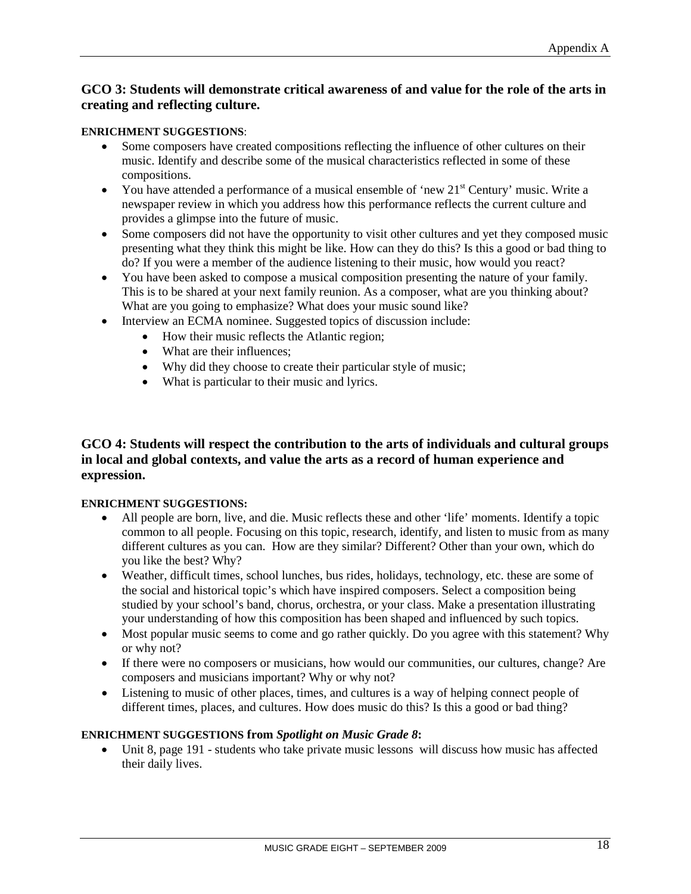## GCO 3: Students will demonstrate critical awareness of and value for the role of the arts in creating and reflecting culture.

**ENRICHMENT SUGGESTIONS**:

- Some composers have created compositions reflecting the influence of other cultures on their music. Identify and describe some of the musical characteristics reflected in some of these compositions.
- You have attended a performance of a musical ensemble of 'new 21st Century' music. Write a newspaper review in which you address how this performance reflects the current culture and provides a glimpse into the future of music.
- Some composers did not have the opportunity to visit other cultures and yet they composed music presenting what they think this might be like. How can they do this? Is this a good or bad thing to do? If you were a member of the audience listening to their music, how would you react?
- You have been asked to compose a musical composition presenting the nature of your family. This is to be shared at your next family reunion. As a composer, what are you thinking about? What are you going to emphasize? What does your music sound like?
- Interview an ECMA nominee. Suggested topics of discussion include:
  - How their music reflects the Atlantic region;
  - What are their influences;
  - Why did they choose to create their particular style of music;
  - What is particular to their music and lyrics.

## GCO 4: Students will respect the contribution to the arts of individuals and cultural groups in local and global contexts, and value the arts as a record of human experience and expression.

**ENRICHMENT SUGGESTIONS:**

- All people are born, live, and die. Music reflects these and other 'life' moments. Identify a topic common to all people. Focusing on this topic, research, identify, and listen to music from as many different cultures as you can. How are they similar? Different? Other than your own, which do you like the best? Why?
- Weather, difficult times, school lunches, bus rides, holidays, technology, etc. these are some of the social and historical topic's which have inspired composers. Select a composition being studied by your school's band, chorus, orchestra, or your class. Make a presentation illustrating your understanding of how this composition has been shaped and influenced by such topics.
- Most popular music seems to come and go rather quickly. Do you agree with this statement? Why or why not?
- If there were no composers or musicians, how would our communities, our cultures, change? Are composers and musicians important? Why or why not?
- Listening to music of other places, times, and cultures is a way of helping connect people of different times, places, and cultures. How does music do this? Is this a good or bad thing?

**ENRICHMENT SUGGESTIONS from *Spotlight on Music Grade 8*:**

- Unit 8, page 191 - students who take private music lessons will discuss how music has affected their daily lives.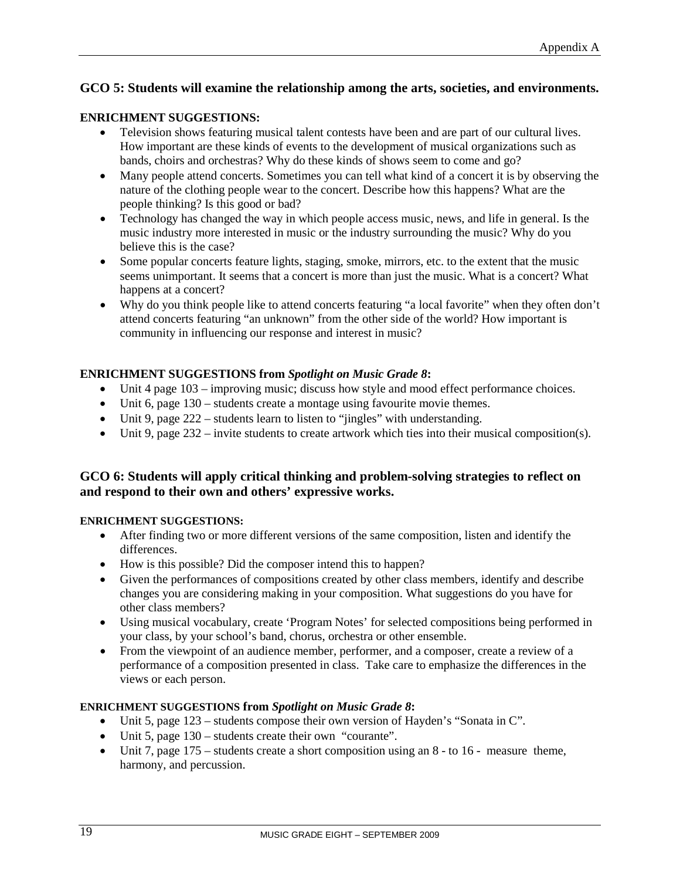## GCO 5: Students will examine the relationship among the arts, societies, and environments.

**ENRICHMENT SUGGESTIONS:**

- Television shows featuring musical talent contests have been and are part of our cultural lives. How important are these kinds of events to the development of musical organizations such as bands, choirs and orchestras? Why do these kinds of shows seem to come and go?
- Many people attend concerts. Sometimes you can tell what kind of a concert it is by observing the nature of the clothing people wear to the concert. Describe how this happens? What are the people thinking? Is this good or bad?
- Technology has changed the way in which people access music, news, and life in general. Is the music industry more interested in music or the industry surrounding the music? Why do you believe this is the case?
- Some popular concerts feature lights, staging, smoke, mirrors, etc. to the extent that the music seems unimportant. It seems that a concert is more than just the music. What is a concert? What happens at a concert?
- Why do you think people like to attend concerts featuring "a local favorite" when they often don't attend concerts featuring "an unknown" from the other side of the world? How important is community in influencing our response and interest in music?

**ENRICHMENT SUGGESTIONS from *Spotlight on Music Grade 8*:**

- Unit 4 page 103 – improving music; discuss how style and mood effect performance choices.
- Unit 6, page 130 – students create a montage using favourite movie themes.
- Unit 9, page 222 – students learn to listen to "jingles" with understanding.
- Unit 9, page 232 – invite students to create artwork which ties into their musical composition(s).

## GCO 6: Students will apply critical thinking and problem-solving strategies to reflect on and respond to their own and others' expressive works.

**ENRICHMENT SUGGESTIONS:**

- After finding two or more different versions of the same composition, listen and identify the differences.
- How is this possible? Did the composer intend this to happen?
- Given the performances of compositions created by other class members, identify and describe changes you are considering making in your composition. What suggestions do you have for other class members?
- Using musical vocabulary, create 'Program Notes' for selected compositions being performed in your class, by your school's band, chorus, orchestra or other ensemble.
- From the viewpoint of an audience member, performer, and a composer, create a review of a performance of a composition presented in class. Take care to emphasize the differences in the views or each person.

**ENRICHMENT SUGGESTIONS from *Spotlight on Music Grade 8*:**

- Unit 5, page 123 – students compose their own version of Hayden's "Sonata in C".
- Unit 5, page 130 – students create their own "courante".
- Unit 7, page 175 – students create a short composition using an 8 - to 16 - measure theme, harmony, and percussion.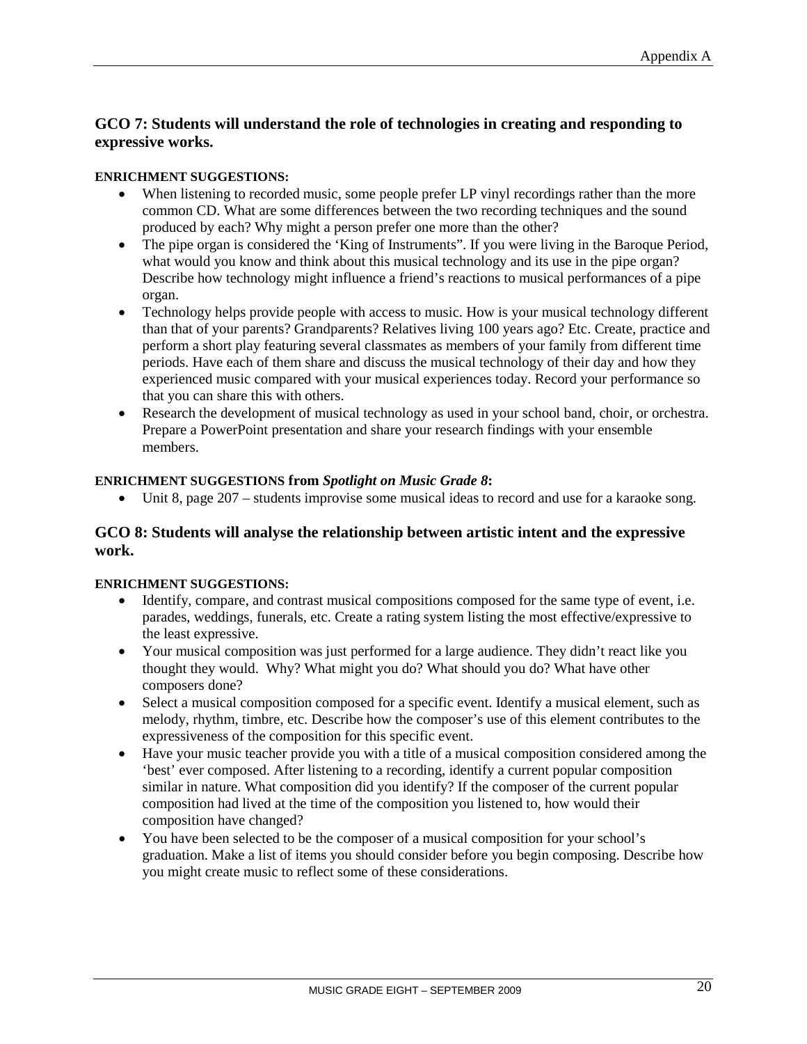## GCO 7: Students will understand the role of technologies in creating and responding to expressive works.

**ENRICHMENT SUGGESTIONS:**

- When listening to recorded music, some people prefer LP vinyl recordings rather than the more common CD. What are some differences between the two recording techniques and the sound produced by each? Why might a person prefer one more than the other?
- The pipe organ is considered the 'King of Instruments". If you were living in the Baroque Period, what would you know and think about this musical technology and its use in the pipe organ? Describe how technology might influence a friend's reactions to musical performances of a pipe organ.
- Technology helps provide people with access to music. How is your musical technology different than that of your parents? Grandparents? Relatives living 100 years ago? Etc. Create, practice and perform a short play featuring several classmates as members of your family from different time periods. Have each of them share and discuss the musical technology of their day and how they experienced music compared with your musical experiences today. Record your performance so that you can share this with others.
- Research the development of musical technology as used in your school band, choir, or orchestra. Prepare a PowerPoint presentation and share your research findings with your ensemble members.

**ENRICHMENT SUGGESTIONS from *Spotlight on Music Grade 8*:**

- Unit 8, page 207 – students improvise some musical ideas to record and use for a karaoke song.

## GCO 8: Students will analyse the relationship between artistic intent and the expressive work.

**ENRICHMENT SUGGESTIONS:**

- Identify, compare, and contrast musical compositions composed for the same type of event, i.e. parades, weddings, funerals, etc. Create a rating system listing the most effective/expressive to the least expressive.
- Your musical composition was just performed for a large audience. They didn't react like you thought they would. Why? What might you do? What should you do? What have other composers done?
- Select a musical composition composed for a specific event. Identify a musical element, such as melody, rhythm, timbre, etc. Describe how the composer's use of this element contributes to the expressiveness of the composition for this specific event.
- Have your music teacher provide you with a title of a musical composition considered among the 'best' ever composed. After listening to a recording, identify a current popular composition similar in nature. What composition did you identify? If the composer of the current popular composition had lived at the time of the composition you listened to, how would their composition have changed?
- You have been selected to be the composer of a musical composition for your school's graduation. Make a list of items you should consider before you begin composing. Describe how you might create music to reflect some of these considerations.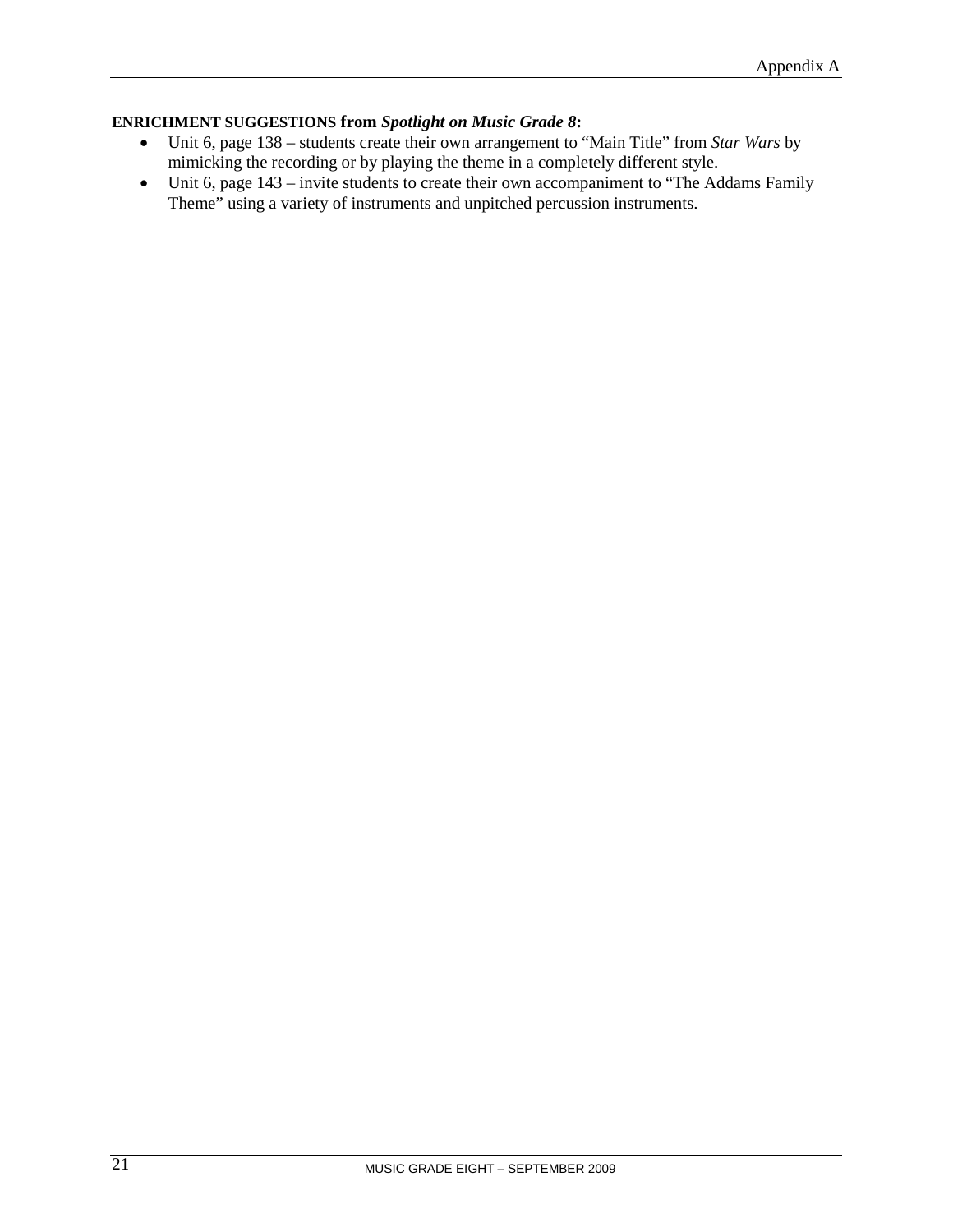**ENRICHMENT SUGGESTIONS from *Spotlight on Music Grade 8*:**

- Unit 6, page 138 – students create their own arrangement to "Main Title" from *Star Wars* by mimicking the recording or by playing the theme in a completely different style.
- Unit 6, page 143 – invite students to create their own accompaniment to "The Addams Family Theme" using a variety of instruments and unpitched percussion instruments.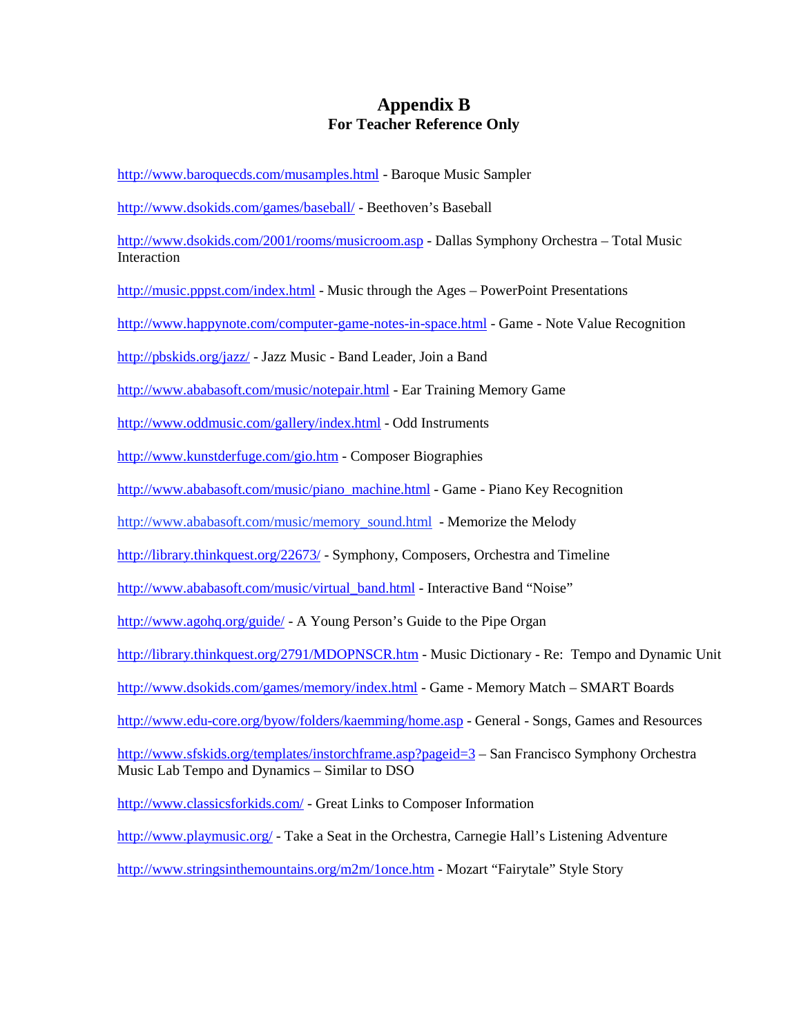# Appendix B
## For Teacher Reference Only

http://www.baroquecds.com/musamples.html - Baroque Music Sampler

http://www.dsokids.com/games/baseball/ - Beethoven's Baseball

http://www.dsokids.com/2001/rooms/musicroom.asp - Dallas Symphony Orchestra – Total Music Interaction

http://music.pppst.com/index.html - Music through the Ages – PowerPoint Presentations

http://www.happynote.com/computer-game-notes-in-space.html - Game - Note Value Recognition

http://pbskids.org/jazz/ - Jazz Music - Band Leader, Join a Band

http://www.ababasoft.com/music/notepair.html - Ear Training Memory Game

http://www.oddmusic.com/gallery/index.html - Odd Instruments

http://www.kunstderfuge.com/gio.htm - Composer Biographies

http://www.ababasoft.com/music/piano_machine.html - Game - Piano Key Recognition

http://www.ababasoft.com/music/memory_sound.html - Memorize the Melody

http://library.thinkquest.org/22673/ - Symphony, Composers, Orchestra and Timeline

http://www.ababasoft.com/music/virtual_band.html - Interactive Band "Noise"

http://www.agohq.org/guide/ - A Young Person's Guide to the Pipe Organ

http://library.thinkquest.org/2791/MDOPNSCR.htm - Music Dictionary - Re: Tempo and Dynamic Unit

http://www.dsokids.com/games/memory/index.html - Game - Memory Match – SMART Boards

http://www.edu-core.org/byow/folders/kaemming/home.asp - General - Songs, Games and Resources

http://www.sfskids.org/templates/instorchframe.asp?pageid=3 – San Francisco Symphony Orchestra Music Lab Tempo and Dynamics – Similar to DSO

http://www.classicsforkids.com/ - Great Links to Composer Information

http://www.playmusic.org/ - Take a Seat in the Orchestra, Carnegie Hall's Listening Adventure

http://www.stringsinthemountains.org/m2m/1once.htm - Mozart "Fairytale" Style Story